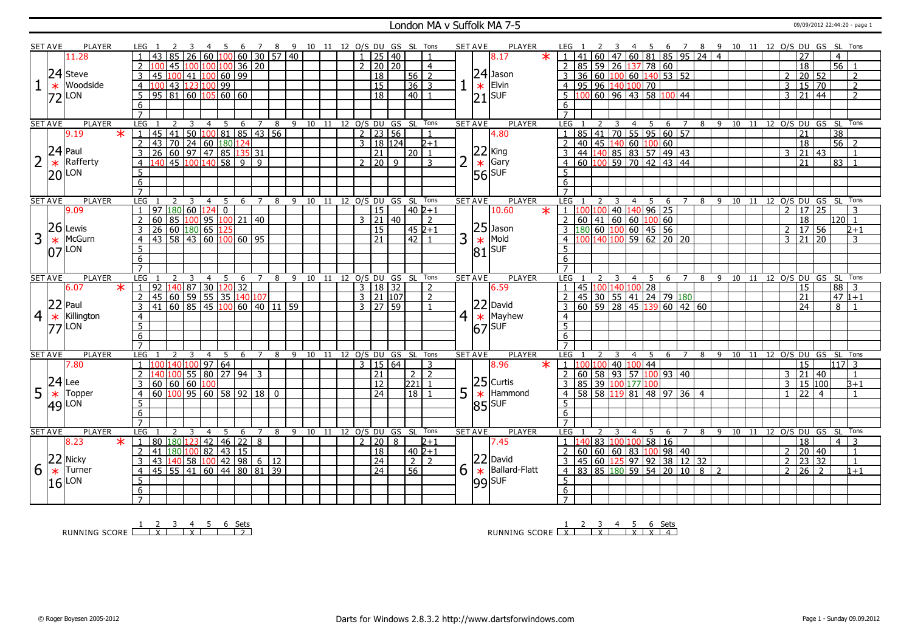# London MA v Suffolk MA 7-5

09/09/2012 22:44:20 - page 1

## Set 1

**Steve Woodside (LON)** — 11.28, Set Ave 24.72 *

| LEG | 1 | 2 | 3 | 4 | 5 | 6 | 7 | 8 | 9 | O/S | DU | GS | SL | Tons |
|---|---|---|---|---|---|---|---|---|---|---|---|---|---|---|
| 1 | 43 | 85 | 26 | 60 | 100 | 60 | 30 | 57 | 40 | 1 | 25 | 40 | | 1 |
| 2 | 100 | 45 | 100 | 100 | 100 | 36 | 20 | | | 2 | 20 | 20 | | 4 |
| 3 | 45 | 100 | 41 | 100 | 60 | 99 | | | | | 18 | | 56 | 2 |
| 4 | 100 | 43 | 123 | 100 | 99 | | | | | | 15 | | 36 | 3 |
| 5 | 95 | 81 | 60 | 105 | 60 | 60 | | | | | 18 | | 40 | 1 |

**Jason Elvin (SUF)** — 8.17 *, Set Ave 24.21

| LEG | 1 | 2 | 3 | 4 | 5 | 6 | 7 | 8 | 9 | O/S | DU | GS | SL | Tons |
|---|---|---|---|---|---|---|---|---|---|---|---|---|---|---|
| 1 | 41 | 60 | 47 | 60 | 81 | 85 | 95 | 24 | 4 | | 27 | | 4 | |
| 2 | 85 | 59 | 26 | 137 | 78 | 60 | | | | | 18 | | 56 | 1 |
| 3 | 36 | 60 | 100 | 60 | 140 | 53 | 52 | | | 2 | 20 | 52 | | 2 |
| 4 | 95 | 96 | 140 | 100 | 70 | | | | | 3 | 15 | 70 | | 2 |
| 5 | 100 | 60 | 96 | 43 | 58 | 100 | 44 | | | 3 | 21 | 44 | | 2 |

## Set 2

**Paul Rafferty (LON)** — 9.19 *, Set Ave 24.20

| LEG | 1 | 2 | 3 | 4 | 5 | 6 | 7 | 8 | O/S | DU | GS | SL | Tons |
|---|---|---|---|---|---|---|---|---|---|---|---|---|---|
| 1 | 45 | 41 | 50 | 100 | 81 | 85 | 43 | 56 | 2 | 23 | 56 | | 1 |
| 2 | 43 | 70 | 24 | 60 | 180 | 124 | | | 3 | 18 | 124 | | 2+1 |
| 3 | 26 | 60 | 97 | 47 | 85 | 135 | 31 | | | 21 | | 20 | 1 |
| 4 | 140 | 45 | 100 | 140 | 58 | 9 | 9 | | 2 | 20 | 9 | | 3 |

**King Gary (SUF)** — 4.80, Set Ave 22.56

| LEG | 1 | 2 | 3 | 4 | 5 | 6 | 7 | O/S | DU | GS | SL | Tons |
|---|---|---|---|---|---|---|---|---|---|---|---|---|
| 1 | 85 | 41 | 70 | 55 | 95 | 60 | 57 | | 21 | | 38 | |
| 2 | 40 | 45 | 140 | 60 | 100 | 60 | | | 18 | | 56 | 2 |
| 3 | 44 | 140 | 85 | 83 | 57 | 49 | 43 | 3 | 21 | 43 | | 1 |
| 4 | 60 | 100 | 59 | 70 | 42 | 43 | 44 | | 21 | | 83 | 1 |

## Set 3

**Lewis McGurn (LON)** — 9.09, Set Ave 26.07

| LEG | 1 | 2 | 3 | 4 | 5 | 6 | 7 | O/S | DU | GS | SL | Tons |
|---|---|---|---|---|---|---|---|---|---|---|---|---|
| 1 | 97 | 180 | 60 | 124 | 0 | | | | 15 | | 40 | 2+1 |
| 2 | 60 | 85 | 100 | 95 | 100 | 21 | 40 | 3 | 21 | 40 | | 2 |
| 3 | 26 | 60 | 180 | 65 | 125 | | | | 15 | | 45 | 2+1 |
| 4 | 43 | 58 | 43 | 60 | 100 | 60 | 95 | | 21 | | 42 | 1 |

**Jason Mold (SUF)** — 10.60 *, Set Ave 25.81

| LEG | 1 | 2 | 3 | 4 | 5 | 6 | 7 | O/S | DU | GS | SL | Tons |
|---|---|---|---|---|---|---|---|---|---|---|---|---|
| 1 | 100 | 100 | 40 | 140 | 96 | 25 | | 2 | 17 | 25 | | 3 |
| 2 | 60 | 41 | 60 | 60 | 100 | 60 | | | 18 | | 120 | 1 |
| 3 | 180 | 60 | 100 | 60 | 45 | 56 | | 2 | 17 | 56 | | 2+1 |
| 4 | 100 | 140 | 100 | 59 | 62 | 20 | 20 | 3 | 21 | 20 | | 3 |

## Set 4

**Paul Killington (LON)** — 6.07 *, Set Ave 22.77

| LEG | 1 | 2 | 3 | 4 | 5 | 6 | 7 | 8 | 9 | O/S | DU | GS | SL | Tons |
|---|---|---|---|---|---|---|---|---|---|---|---|---|---|---|
| 1 | 92 | 140 | 87 | 30 | 120 | 32 | | | | 3 | 18 | 32 | | 2 |
| 2 | 45 | 60 | 59 | 55 | 35 | 140 | 107 | | | 3 | 21 | 107 | | 2 |
| 3 | 41 | 60 | 85 | 45 | 100 | 60 | 40 | 11 | 59 | 3 | 27 | 59 | | 1 |

**David Mayhew (SUF)** — 6.59, Set Ave 22.67

| LEG | 1 | 2 | 3 | 4 | 5 | 6 | 7 | 8 | O/S | DU | GS | SL | Tons |
|---|---|---|---|---|---|---|---|---|---|---|---|---|---|
| 1 | 45 | 100 | 140 | 100 | 28 | | | | | 15 | | 88 | 3 |
| 2 | 45 | 30 | 55 | 41 | 24 | 79 | 180 | | | 21 | | 47 | 1+1 |
| 3 | 60 | 59 | 28 | 45 | 139 | 60 | 42 | 60 | | 24 | | 8 | 1 |

## Set 5

**Lee Topper (LON)** — 7.80, Set Ave 24.49

| LEG | 1 | 2 | 3 | 4 | 5 | 6 | 7 | 8 | O/S | DU | GS | SL | Tons |
|---|---|---|---|---|---|---|---|---|---|---|---|---|---|
| 1 | 100 | 140 | 100 | 97 | 64 | | | | 3 | 15 | 64 | | 3 |
| 2 | 140 | 100 | 55 | 80 | 27 | 94 | 3 | | | 21 | | 2 | 2 |
| 3 | 60 | 60 | 60 | 100 | | | | | | 12 | | 221 | 1 |
| 4 | 60 | 100 | 95 | 60 | 58 | 92 | 18 | 0 | | 24 | | 18 | 1 |

**Curtis Hammond (SUF)** — 8.96 *, Set Ave 25.85

| LEG | 1 | 2 | 3 | 4 | 5 | 6 | 7 | 8 | O/S | DU | GS | SL | Tons |
|---|---|---|---|---|---|---|---|---|---|---|---|---|---|
| 1 | 100 | 100 | 40 | 100 | 44 | | | | | 15 | | 117 | 3 |
| 2 | 60 | 58 | 93 | 57 | 100 | 93 | 40 | | 3 | 21 | 40 | | 1 |
| 3 | 85 | 39 | 100 | 177 | 100 | | | | 3 | 15 | 100 | | 3+1 |
| 4 | 58 | 58 | 119 | 81 | 48 | 97 | 36 | 4 | 1 | 22 | 4 | | 1 |

## Set 6

**Nicky Turner (LON)** — 8.23 *, Set Ave 22.16

| LEG | 1 | 2 | 3 | 4 | 5 | 6 | 7 | 8 | O/S | DU | GS | SL | Tons |
|---|---|---|---|---|---|---|---|---|---|---|---|---|---|
| 1 | 80 | 180 | 123 | 42 | 46 | 22 | 8 | | 2 | 20 | 8 | | 2+1 |
| 2 | 41 | 180 | 100 | 82 | 43 | 15 | | | | 18 | | 40 | 2+1 |
| 3 | 43 | 140 | 58 | 100 | 42 | 98 | 6 | 12 | | 24 | | 2 | 2 |
| 4 | 45 | 55 | 41 | 60 | 44 | 80 | 81 | 39 | | 24 | | 56 | |

**David Ballard-Flatt (SUF)** — 7.45, Set Ave 22.99

| LEG | 1 | 2 | 3 | 4 | 5 | 6 | 7 | 8 | 9 | O/S | DU | GS | SL | Tons |
|---|---|---|---|---|---|---|---|---|---|---|---|---|---|---|
| 1 | 140 | 83 | 100 | 100 | 58 | 16 | | | | | 18 | | 4 | 3 |
| 2 | 60 | 60 | 60 | 83 | 100 | 98 | 40 | | | 2 | 20 | 40 | | 1 |
| 3 | 45 | 60 | 125 | 97 | 92 | 38 | 12 | 32 | | 2 | 23 | 32 | | 1 |
| 4 | 83 | 85 | 180 | 59 | 54 | 20 | 10 | 8 | 2 | 2 | 26 | 2 | | 1+1 |

## Running Score

| | 1 | 2 | 3 | 4 | 5 | 6 | Sets |
|---|---|---|---|---|---|---|---|
| London MA | | X | | X | | | 2 |
| Suffolk MA | X | | X | | X | X | 4 |

© Roger Boyesen 2005-2012 — Darts for Windows 2.8.3.2 http://www.dartsforwindows.com — Page 1 - Sunday 09.09.2012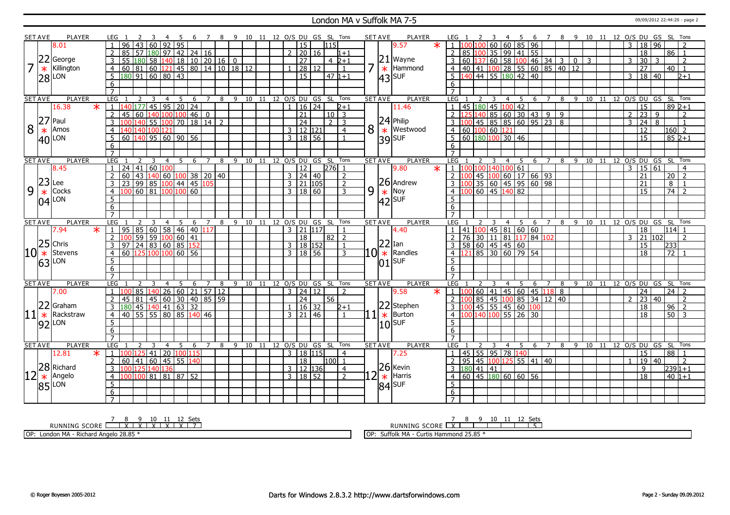# London MA v Suffolk MA 7-5

## Set 7

**London – George Killington** (SET AVE 22.28, 8.01)

| LEG | 1 | 2 | 3 | 4 | 5 | 6 | 7 | 8 | 9 | 10 | 11 | 12 | O/S | DU | GS | SL | Tons |
|---|---|---|---|---|---|---|---|---|---|---|---|---|---|---|---|---|---|
| 1 | 96 | 43 | 60 | 92 | 95 | | | | | | | | | 15 | | 115 | |
| 2 | 85 | 57 | 180 | 97 | 42 | 24 | 16 | | | | | | 2 | 20 | 16 | | 1+1 |
| 3 | 55 | 180 | 58 | 140 | 18 | 10 | 20 | 16 | 0 | | | | | 27 | | 4 | 2+1 |
| 4 | 60 | 81 | 60 | 121 | 45 | 80 | 14 | 10 | 18 | 12 | | | 1 | 28 | 12 | | 1 |
| 5 | 180 | 91 | 60 | 80 | 43 | | | | | | | | | 15 | | 47 | 1+1 |
| 6 | | | | | | | | | | | | | | | | | |
| 7 | | | | | | | | | | | | | | | | | |

**Suffolk – Wayne Hammond** * (SET AVE 21.43, 9.57)

| LEG | 1 | 2 | 3 | 4 | 5 | 6 | 7 | 8 | 9 | 10 | 11 | 12 | O/S | DU | GS | SL | Tons |
|---|---|---|---|---|---|---|---|---|---|---|---|---|---|---|---|---|---|
| 1 | 100 | 100 | 60 | 60 | 85 | 96 | | | | | | | 3 | 18 | 96 | | 2 |
| 2 | 85 | 100 | 35 | 99 | 41 | 55 | | | | | | | | 18 | | 86 | 1 |
| 3 | 60 | 137 | 60 | 58 | 100 | 46 | 34 | 3 | 0 | 3 | | | 3 | 30 | 3 | | 2 |
| 4 | 40 | 41 | 100 | 28 | 55 | 60 | 85 | 40 | 12 | | | | | 27 | | 40 | 1 |
| 5 | 140 | 44 | 55 | 180 | 42 | 40 | | | | | | | 3 | 18 | 40 | | 2+1 |
| 6 | | | | | | | | | | | | | | | | | |
| 7 | | | | | | | | | | | | | | | | | |

## Set 8

**London – Paul Amos** * (SET AVE 27.40, 16.38)

| LEG | 1 | 2 | 3 | 4 | 5 | 6 | 7 | 8 | 9 | 10 | 11 | 12 | O/S | DU | GS | SL | Tons |
|---|---|---|---|---|---|---|---|---|---|---|---|---|---|---|---|---|---|
| 1 | 140 | 177 | 45 | 95 | 20 | 24 | | | | | | | 1 | 16 | 24 | | 2+1 |
| 2 | 45 | 60 | 140 | 100 | 100 | 46 | 0 | | | | | | | 21 | | 10 | 3 |
| 3 | 100 | 140 | 55 | 100 | 70 | 18 | 14 | 2 | | | | | | 24 | | 2 | 3 |
| 4 | 140 | 140 | 100 | 121 | | | | | | | | | 3 | 12 | 121 | | 4 |
| 5 | 60 | 140 | 95 | 60 | 90 | 56 | | | | | | | 3 | 18 | 56 | | 1 |
| 6 | | | | | | | | | | | | | | | | | |
| 7 | | | | | | | | | | | | | | | | | |

**Suffolk – Philip Westwood** (SET AVE 24.39, 11.46)

| LEG | 1 | 2 | 3 | 4 | 5 | 6 | 7 | 8 | 9 | 10 | 11 | 12 | O/S | DU | GS | SL | Tons |
|---|---|---|---|---|---|---|---|---|---|---|---|---|---|---|---|---|---|
| 1 | 45 | 180 | 45 | 100 | 42 | | | | | | | | | 15 | | 89 | 2+1 |
| 2 | 125 | 140 | 85 | 60 | 30 | 43 | 9 | 9 | | | | | 2 | 23 | 9 | | 2 |
| 3 | 100 | 45 | 85 | 85 | 60 | 95 | 23 | 8 | | | | | 3 | 24 | 8 | | 1 |
| 4 | 60 | 100 | 60 | 121 | | | | | | | | | | 12 | | 160 | 2 |
| 5 | 60 | 180 | 100 | 30 | 46 | | | | | | | | | 15 | | 85 | 2+1 |
| 6 | | | | | | | | | | | | | | | | | |
| 7 | | | | | | | | | | | | | | | | | |

## Set 9

**London – Lee Cocks** * (SET AVE 23.04, 8.45)

| LEG | 1 | 2 | 3 | 4 | 5 | 6 | 7 | 8 | 9 | 10 | 11 | 12 | O/S | DU | GS | SL | Tons |
|---|---|---|---|---|---|---|---|---|---|---|---|---|---|---|---|---|---|
| 1 | 24 | 41 | 60 | 100 | | | | | | | | | | 12 | | 276 | 1 |
| 2 | 60 | 43 | 140 | 60 | 100 | 38 | 20 | 40 | | | | | 3 | 24 | 40 | | 2 |
| 3 | 23 | 99 | 85 | 100 | 44 | 45 | 105 | | | | | | 3 | 21 | 105 | | 2 |
| 4 | 100 | 60 | 81 | 100 | 100 | 60 | | | | | | | 3 | 18 | 60 | | 3 |
| 5 | | | | | | | | | | | | | | | | | |
| 6 | | | | | | | | | | | | | | | | | |
| 7 | | | | | | | | | | | | | | | | | |

**Suffolk – Andrew Noy** * (SET AVE 26.42, 9.80)

| LEG | 1 | 2 | 3 | 4 | 5 | 6 | 7 | 8 | 9 | 10 | 11 | 12 | O/S | DU | GS | SL | Tons |
|---|---|---|---|---|---|---|---|---|---|---|---|---|---|---|---|---|---|
| 1 | 100 | 100 | 140 | 100 | 61 | | | | | | | | 3 | 15 | 61 | | 4 |
| 2 | 100 | 45 | 100 | 60 | 17 | 66 | 93 | | | | | | | 21 | | 20 | 2 |
| 3 | 100 | 35 | 60 | 45 | 95 | 60 | 98 | | | | | | | 21 | | 8 | 1 |
| 4 | 100 | 60 | 45 | 140 | 82 | | | | | | | | | 15 | | 74 | 2 |
| 5 | | | | | | | | | | | | | | | | | |
| 6 | | | | | | | | | | | | | | | | | |
| 7 | | | | | | | | | | | | | | | | | |

## Set 10

**London – Chris Stevens** * (SET AVE 25.63, 7.94)

| LEG | 1 | 2 | 3 | 4 | 5 | 6 | 7 | 8 | 9 | 10 | 11 | 12 | O/S | DU | GS | SL | Tons |
|---|---|---|---|---|---|---|---|---|---|---|---|---|---|---|---|---|---|
| 1 | 95 | 85 | 60 | 58 | 46 | 40 | 117 | | | | | | 3 | 21 | 117 | | 1 |
| 2 | 100 | 59 | 59 | 100 | 60 | 41 | | | | | | | | 18 | | 82 | 2 |
| 3 | 97 | 24 | 83 | 60 | 85 | 152 | | | | | | | 3 | 18 | 152 | | 1 |
| 4 | 60 | 125 | 100 | 100 | 60 | 56 | | | | | | | 3 | 18 | 56 | | 3 |
| 5 | | | | | | | | | | | | | | | | | |
| 6 | | | | | | | | | | | | | | | | | |
| 7 | | | | | | | | | | | | | | | | | |

**Suffolk – Ian Randles** * (SET AVE 22.01, 4.40)

| LEG | 1 | 2 | 3 | 4 | 5 | 6 | 7 | 8 | 9 | 10 | 11 | 12 | O/S | DU | GS | SL | Tons |
|---|---|---|---|---|---|---|---|---|---|---|---|---|---|---|---|---|---|
| 1 | 41 | 100 | 45 | 81 | 60 | 60 | | | | | | | | 18 | | 114 | 1 |
| 2 | 76 | 30 | 11 | 81 | 117 | 84 | 102 | | | | | | 3 | 21 | 102 | | 2 |
| 3 | 58 | 60 | 45 | 45 | 60 | | | | | | | | | 15 | | 233 | |
| 4 | 121 | 85 | 30 | 60 | 79 | 54 | | | | | | | | 18 | | 72 | 1 |
| 5 | | | | | | | | | | | | | | | | | |
| 6 | | | | | | | | | | | | | | | | | |
| 7 | | | | | | | | | | | | | | | | | |

## Set 11

**London – Graham Rackstraw** * (SET AVE 22.92, 7.00)

| LEG | 1 | 2 | 3 | 4 | 5 | 6 | 7 | 8 | 9 | 10 | 11 | 12 | O/S | DU | GS | SL | Tons |
|---|---|---|---|---|---|---|---|---|---|---|---|---|---|---|---|---|---|
| 1 | 100 | 85 | 140 | 26 | 60 | 21 | 57 | 12 | | | | | 3 | 24 | 12 | | 2 |
| 2 | 45 | 81 | 45 | 60 | 30 | 40 | 85 | 59 | | | | | | 24 | | 56 | |
| 3 | 180 | 45 | 140 | 41 | 63 | 32 | | | | | | | 1 | 16 | 32 | | 2+1 |
| 4 | 40 | 55 | 55 | 80 | 85 | 140 | 46 | | | | | | 3 | 21 | 46 | | 1 |
| 5 | | | | | | | | | | | | | | | | | |
| 6 | | | | | | | | | | | | | | | | | |
| 7 | | | | | | | | | | | | | | | | | |

**Suffolk – Stephen Burton** * (SET AVE 22.10, 9.58)

| LEG | 1 | 2 | 3 | 4 | 5 | 6 | 7 | 8 | 9 | 10 | 11 | 12 | O/S | DU | GS | SL | Tons |
|---|---|---|---|---|---|---|---|---|---|---|---|---|---|---|---|---|---|
| 1 | 100 | 60 | 41 | 45 | 60 | 45 | 118 | 8 | | | | | | 24 | | 24 | 2 |
| 2 | 100 | 85 | 45 | 100 | 85 | 34 | 12 | 40 | | | | | 2 | 23 | 40 | | 2 |
| 3 | 100 | 45 | 55 | 45 | 60 | 100 | | | | | | | | 18 | | 96 | 2 |
| 4 | 100 | 140 | 100 | 55 | 26 | 30 | | | | | | | | 18 | | 50 | 3 |
| 5 | | | | | | | | | | | | | | | | | |
| 6 | | | | | | | | | | | | | | | | | |
| 7 | | | | | | | | | | | | | | | | | |

## Set 12

**London – Richard Angelo** * (SET AVE 28.85, 12.81)

| LEG | 1 | 2 | 3 | 4 | 5 | 6 | 7 | 8 | 9 | 10 | 11 | 12 | O/S | DU | GS | SL | Tons |
|---|---|---|---|---|---|---|---|---|---|---|---|---|---|---|---|---|---|
| 1 | 100 | 125 | 41 | 20 | 100 | 115 | | | | | | | 3 | 18 | 115 | | 4 |
| 2 | 60 | 41 | 60 | 45 | 55 | 140 | | | | | | | | 18 | | 100 | 1 |
| 3 | 100 | 125 | 140 | 136 | | | | | | | | | 3 | 12 | 136 | | 4 |
| 4 | 100 | 100 | 81 | 81 | 87 | 52 | | | | | | | 3 | 18 | 52 | | 2 |
| 5 | | | | | | | | | | | | | | | | | |
| 6 | | | | | | | | | | | | | | | | | |
| 7 | | | | | | | | | | | | | | | | | |

**Suffolk – Kevin Harris** * (SET AVE 26.84, 7.25)

| LEG | 1 | 2 | 3 | 4 | 5 | 6 | 7 | 8 | 9 | 10 | 11 | 12 | O/S | DU | GS | SL | Tons |
|---|---|---|---|---|---|---|---|---|---|---|---|---|---|---|---|---|---|
| 1 | 45 | 55 | 95 | 78 | 140 | | | | | | | | | 15 | | 88 | 1 |
| 2 | 95 | 45 | 100 | 125 | 55 | 41 | 40 | | | | | | 1 | 19 | 40 | | 2 |
| 3 | 180 | 41 | 41 | | | | | | | | | | | 9 | | 239 | 1+1 |
| 4 | 60 | 45 | 180 | 60 | 60 | 56 | | | | | | | | 18 | | 40 | 1+1 |
| 5 | | | | | | | | | | | | | | | | | |
| 6 | | | | | | | | | | | | | | | | | |
| 7 | | | | | | | | | | | | | | | | | |

## Running Score

| | 7 | 8 | 9 | 10 | 11 | 12 | Sets |
|---|---|---|---|---|---|---|---|
| London MA | | X | X | X | X | X | 7 |
| Suffolk MA | X | | | | | | 5 |

OP: London MA - Richard Angelo 28.85 *

OP: Suffolk MA - Curtis Hammond 25.85 *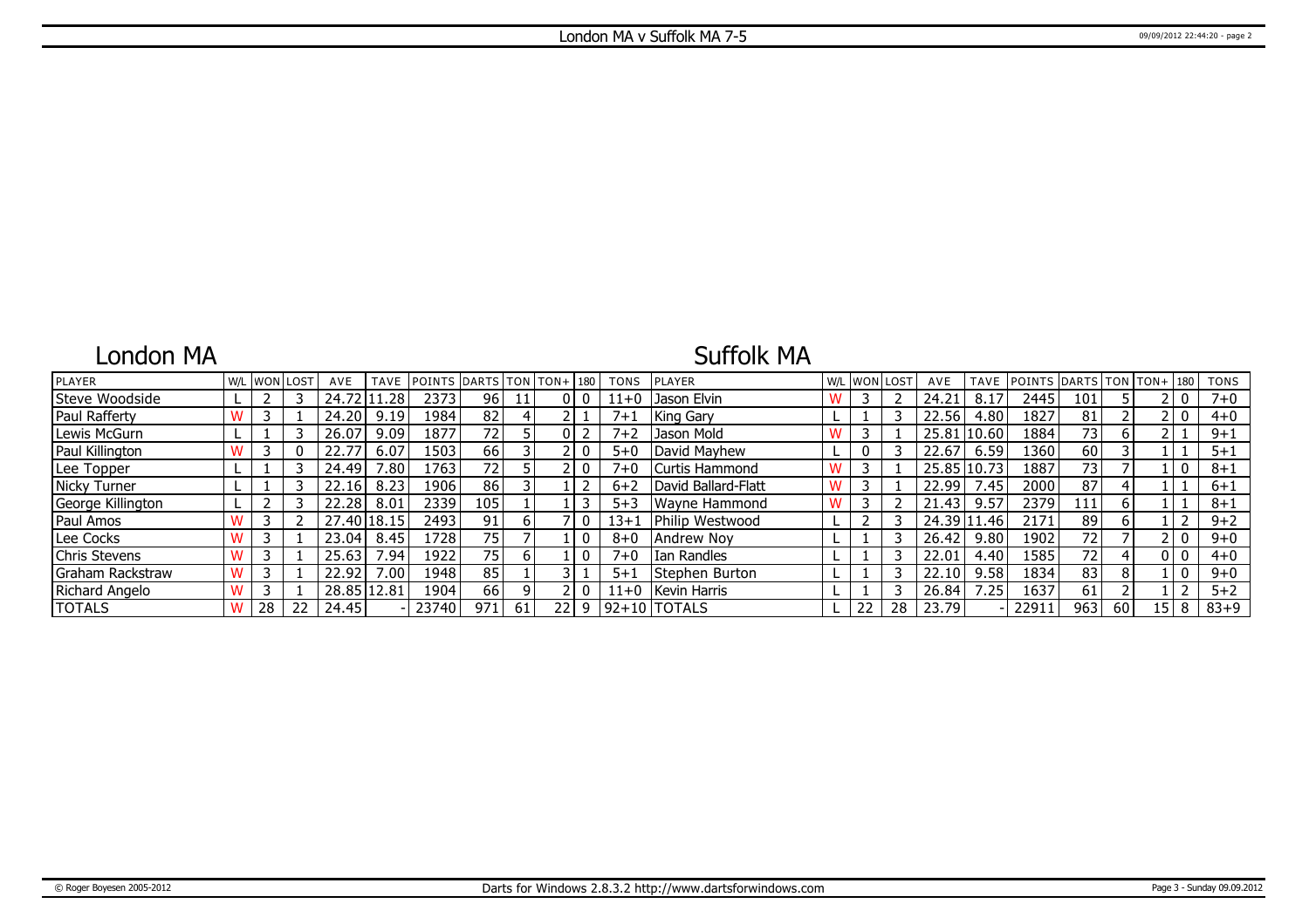# London MA v Suffolk MA 7-5

## London MA

| PLAYER | W/L | WON | LOST | AVE | TAVE | POINTS | DARTS | TON | TON+ | 180 | TONS |
|---|---|---|---|---|---|---|---|---|---|---|---|
| Steve Woodside | L | 2 | 3 | 24.72 | 11.28 | 2373 | 96 | 11 | 0 | 0 | 11+0 |
| Paul Rafferty | W | 3 | 1 | 24.20 | 9.19 | 1984 | 82 | 4 | 2 | 1 | 7+1 |
| Lewis McGurn | L | 1 | 3 | 26.07 | 9.09 | 1877 | 72 | 5 | 0 | 2 | 7+2 |
| Paul Killington | W | 3 | 0 | 22.77 | 6.07 | 1503 | 66 | 3 | 2 | 0 | 5+0 |
| Lee Topper | L | 1 | 3 | 24.49 | 7.80 | 1763 | 72 | 5 | 2 | 0 | 7+0 |
| Nicky Turner | L | 1 | 3 | 22.16 | 8.23 | 1906 | 86 | 3 | 1 | 2 | 6+2 |
| George Killington | L | 2 | 3 | 22.28 | 8.01 | 2339 | 105 | 1 | 1 | 3 | 5+3 |
| Paul Amos | W | 3 | 2 | 27.40 | 18.15 | 2493 | 91 | 6 | 7 | 0 | 13+1 |
| Lee Cocks | W | 3 | 1 | 23.04 | 8.45 | 1728 | 75 | 7 | 1 | 0 | 8+0 |
| Chris Stevens | W | 3 | 1 | 25.63 | 7.94 | 1922 | 75 | 6 | 1 | 0 | 7+0 |
| Graham Rackstraw | W | 3 | 1 | 22.92 | 7.00 | 1948 | 85 | 1 | 3 | 1 | 5+1 |
| Richard Angelo | W | 3 | 1 | 28.85 | 12.81 | 1904 | 66 | 9 | 2 | 0 | 11+0 |
| TOTALS | W | 28 | 22 | 24.45 | - | 23740 | 971 | 61 | 22 | 9 | 92+10 |

## Suffolk MA

| PLAYER | W/L | WON | LOST | AVE | TAVE | POINTS | DARTS | TON | TON+ | 180 | TONS |
|---|---|---|---|---|---|---|---|---|---|---|---|
| Jason Elvin | W | 3 | 2 | 24.21 | 8.17 | 2445 | 101 | 5 | 2 | 0 | 7+0 |
| King Gary | L | 1 | 3 | 22.56 | 4.80 | 1827 | 81 | 2 | 2 | 0 | 4+0 |
| Jason Mold | W | 3 | 1 | 25.81 | 10.60 | 1884 | 73 | 6 | 2 | 1 | 9+1 |
| David Mayhew | L | 0 | 3 | 22.67 | 6.59 | 1360 | 60 | 3 | 1 | 1 | 5+1 |
| Curtis Hammond | W | 3 | 1 | 25.85 | 10.73 | 1887 | 73 | 7 | 1 | 0 | 8+1 |
| David Ballard-Flatt | W | 3 | 1 | 22.99 | 7.45 | 2000 | 87 | 4 | 1 | 1 | 6+1 |
| Wayne Hammond | W | 3 | 2 | 21.43 | 9.57 | 2379 | 111 | 6 | 1 | 1 | 8+1 |
| Philip Westwood | L | 2 | 3 | 24.39 | 11.46 | 2171 | 89 | 6 | 1 | 2 | 9+2 |
| Andrew Noy | L | 1 | 3 | 26.42 | 9.80 | 1902 | 72 | 7 | 2 | 0 | 9+0 |
| Ian Randles | L | 1 | 3 | 22.01 | 4.40 | 1585 | 72 | 4 | 0 | 0 | 4+0 |
| Stephen Burton | L | 1 | 3 | 22.10 | 9.58 | 1834 | 83 | 8 | 1 | 0 | 9+0 |
| Kevin Harris | L | 1 | 3 | 26.84 | 7.25 | 1637 | 61 | 2 | 1 | 2 | 5+2 |
| TOTALS | L | 22 | 28 | 23.79 | - | 22911 | 963 | 60 | 15 | 8 | 83+9 |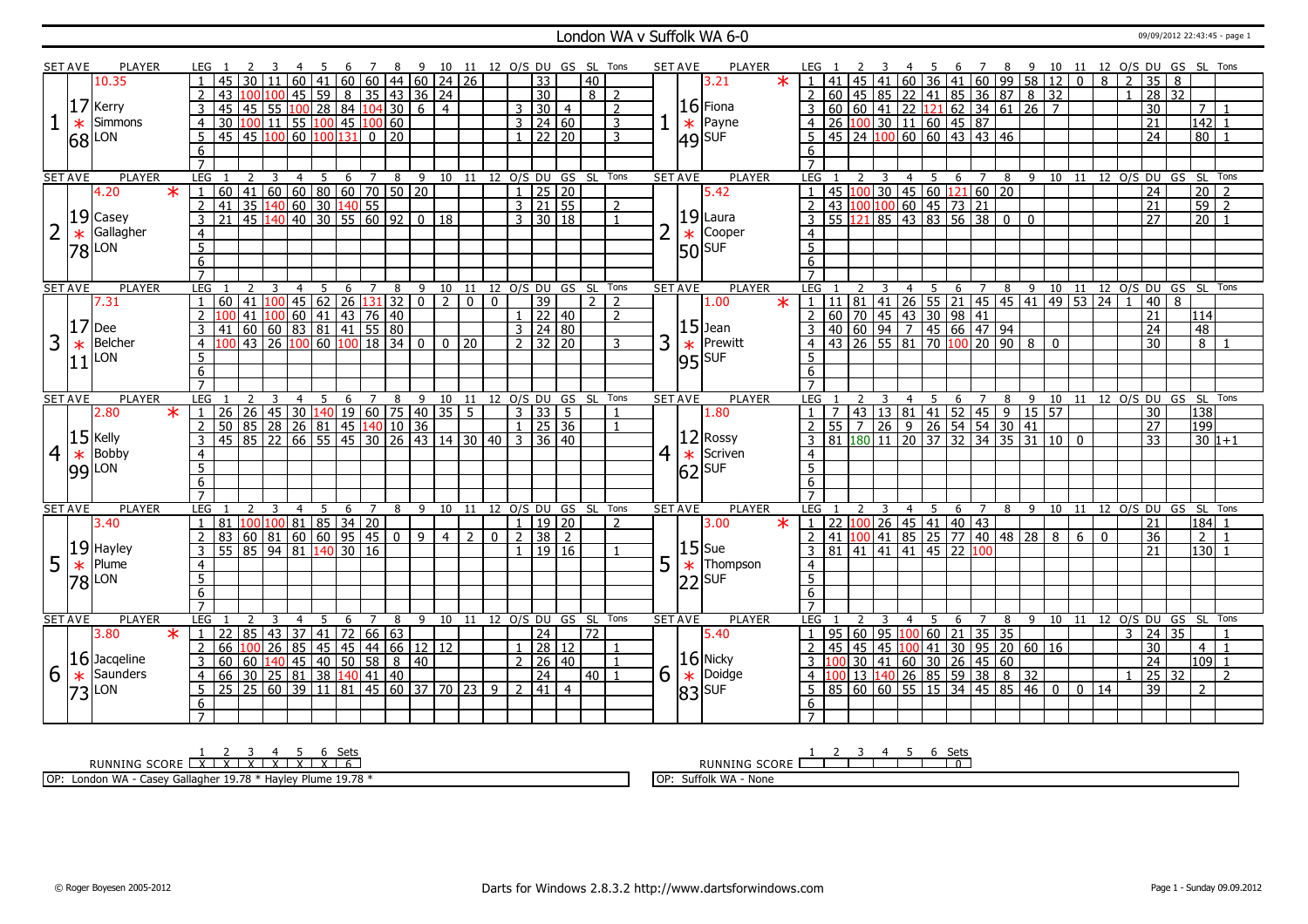# London WA v Suffolk WA 6-0

09/09/2012 22:43:45 - page 1

| SET | AVE | PLAYER | LEG | 1 | 2 | 3 | 4 | 5 | 6 | 7 | 8 | 9 | 10 | 11 | 12 | O/S | DU | GS | SL | Tons |
|---|---|---|---|---|---|---|---|---|---|---|---|---|---|---|---|---|---|---|---|---|
| 1 | 17.68 | 10.35 Kerry Simmons LON * | 1 | 45 | 30 | 11 | 60 | 41 | 60 | 60 | 44 | 60 | 24 | 26 | | | 33 | | 40 | |
| | | | 2 | 43 | 100 | 100 | 45 | 59 | 8 | 35 | 43 | 36 | 24 | | | | 30 | | 8 | 2 |
| | | | 3 | 45 | 45 | 55 | 100 | 28 | 84 | 104 | 30 | 6 | 4 | | | 3 | 30 | 4 | | 2 |
| | | | 4 | 30 | 100 | 11 | 55 | 100 | 45 | 100 | 60 | | | | | 3 | 24 | 60 | | 3 |
| | | | 5 | 45 | 45 | 100 | 60 | 100 | 131 | 0 | 20 | | | | | 1 | 22 | 20 | | 3 |
| | | | 6 | | | | | | | | | | | | | | | | | |
| | | | 7 | | | | | | | | | | | | | | | | | |

| SET | AVE | PLAYER | LEG | 1 | 2 | 3 | 4 | 5 | 6 | 7 | 8 | 9 | 10 | 11 | 12 | O/S | DU | GS | SL | Tons |
|---|---|---|---|---|---|---|---|---|---|---|---|---|---|---|---|---|---|---|---|---|
| 1 | 16.49 | 3.21 Fiona Payne SUF * | 1 | 41 | 45 | 41 | 60 | 36 | 41 | 60 | 99 | 58 | 12 | 0 | 8 | 2 | 35 | 8 | | |
| | | | 2 | 60 | 45 | 85 | 22 | 41 | 85 | 36 | 87 | 8 | 32 | | | 1 | 28 | 32 | | |
| | | | 3 | 60 | 60 | 41 | 22 | 121 | 62 | 34 | 61 | 26 | 7 | | | | 30 | | 7 | 1 |
| | | | 4 | 26 | 100 | 30 | 11 | 60 | 45 | 87 | | | | | | | 21 | | 142 | 1 |
| | | | 5 | 45 | 24 | 100 | 60 | 60 | 43 | 43 | 46 | | | | | | 24 | | 80 | 1 |
| | | | 6 | | | | | | | | | | | | | | | | | |
| | | | 7 | | | | | | | | | | | | | | | | | |

| SET | AVE | PLAYER | LEG | 1 | 2 | 3 | 4 | 5 | 6 | 7 | 8 | 9 | 10 | 11 | 12 | O/S | DU | GS | SL | Tons |
|---|---|---|---|---|---|---|---|---|---|---|---|---|---|---|---|---|---|---|---|---|
| 2 | 19.78 | 4.20 Casey Gallagher LON * | 1 | 60 | 41 | 60 | 60 | 80 | 60 | 70 | 50 | 20 | | | | 1 | 25 | 20 | | |
| | | | 2 | 41 | 35 | 140 | 60 | 30 | 140 | 55 | | | | | | 3 | 21 | 55 | | 2 |
| | | | 3 | 21 | 45 | 140 | 40 | 30 | 55 | 60 | 92 | 0 | 18 | | | 3 | 30 | 18 | | 1 |
| | | | 4 | | | | | | | | | | | | | | | | | |
| | | | 5 | | | | | | | | | | | | | | | | | |
| | | | 6 | | | | | | | | | | | | | | | | | |
| | | | 7 | | | | | | | | | | | | | | | | | |

| SET | AVE | PLAYER | LEG | 1 | 2 | 3 | 4 | 5 | 6 | 7 | 8 | 9 | 10 | 11 | 12 | O/S | DU | GS | SL | Tons |
|---|---|---|---|---|---|---|---|---|---|---|---|---|---|---|---|---|---|---|---|---|
| 2 | 19.50 | 5.42 Laura Cooper SUF * | 1 | 45 | 100 | 30 | 45 | 60 | 121 | 60 | 20 | | | | | | 24 | | 20 | 2 |
| | | | 2 | 43 | 100 | 100 | 60 | 45 | 73 | 21 | | | | | | | 21 | | 59 | 2 |
| | | | 3 | 55 | 121 | 85 | 43 | 83 | 56 | 38 | 0 | 0 | | | | | 27 | | 20 | 1 |
| | | | 4 | | | | | | | | | | | | | | | | | |
| | | | 5 | | | | | | | | | | | | | | | | | |
| | | | 6 | | | | | | | | | | | | | | | | | |
| | | | 7 | | | | | | | | | | | | | | | | | |

| SET | AVE | PLAYER | LEG | 1 | 2 | 3 | 4 | 5 | 6 | 7 | 8 | 9 | 10 | 11 | 12 | O/S | DU | GS | SL | Tons |
|---|---|---|---|---|---|---|---|---|---|---|---|---|---|---|---|---|---|---|---|---|
| 3 | 17.11 | 7.31 Dee Belcher LON * | 1 | 60 | 41 | 100 | 45 | 62 | 26 | 131 | 32 | 0 | 2 | 0 | 0 | | 39 | | 2 | 2 |
| | | | 2 | 100 | 41 | 100 | 60 | 41 | 43 | 76 | 40 | | | | | 1 | 22 | 40 | | 2 |
| | | | 3 | 41 | 60 | 60 | 83 | 81 | 41 | 55 | 80 | | | | | 3 | 24 | 80 | | |
| | | | 4 | 100 | 43 | 26 | 100 | 60 | 100 | 18 | 34 | 0 | 0 | 20 | | 2 | 32 | 20 | | 3 |
| | | | 5 | | | | | | | | | | | | | | | | | |
| | | | 6 | | | | | | | | | | | | | | | | | |
| | | | 7 | | | | | | | | | | | | | | | | | |

| SET | AVE | PLAYER | LEG | 1 | 2 | 3 | 4 | 5 | 6 | 7 | 8 | 9 | 10 | 11 | 12 | O/S | DU | GS | SL | Tons |
|---|---|---|---|---|---|---|---|---|---|---|---|---|---|---|---|---|---|---|---|---|
| 3 | 15.95 | 1.00 Jean Prewitt SUF * | 1 | 11 | 81 | 41 | 26 | 55 | 21 | 45 | 45 | 41 | 49 | 53 | 24 | 1 | 40 | 8 | | |
| | | | 2 | 60 | 70 | 45 | 43 | 30 | 98 | 41 | | | | | | | 21 | | 114 | |
| | | | 3 | 40 | 60 | 94 | 7 | 45 | 66 | 47 | 94 | | | | | | 24 | | 48 | |
| | | | 4 | 43 | 26 | 55 | 81 | 70 | 100 | 20 | 90 | 8 | 0 | | | | 30 | | 8 | 1 |
| | | | 5 | | | | | | | | | | | | | | | | | |
| | | | 6 | | | | | | | | | | | | | | | | | |
| | | | 7 | | | | | | | | | | | | | | | | | |

| SET | AVE | PLAYER | LEG | 1 | 2 | 3 | 4 | 5 | 6 | 7 | 8 | 9 | 10 | 11 | 12 | O/S | DU | GS | SL | Tons |
|---|---|---|---|---|---|---|---|---|---|---|---|---|---|---|---|---|---|---|---|---|
| 4 | 15.99 | 2.80 Kelly Bobby LON * | 1 | 26 | 26 | 45 | 30 | 140 | 19 | 60 | 75 | 40 | 35 | 5 | | 3 | 33 | 5 | | 1 |
| | | | 2 | 50 | 85 | 28 | 26 | 81 | 45 | 140 | 10 | 36 | | | | 1 | 25 | 36 | | 1 |
| | | | 3 | 45 | 85 | 22 | 66 | 55 | 45 | 30 | 26 | 43 | 14 | 30 | 40 | 3 | 36 | 40 | | |
| | | | 4 | | | | | | | | | | | | | | | | | |
| | | | 5 | | | | | | | | | | | | | | | | | |
| | | | 6 | | | | | | | | | | | | | | | | | |
| | | | 7 | | | | | | | | | | | | | | | | | |

| SET | AVE | PLAYER | LEG | 1 | 2 | 3 | 4 | 5 | 6 | 7 | 8 | 9 | 10 | 11 | 12 | O/S | DU | GS | SL | Tons |
|---|---|---|---|---|---|---|---|---|---|---|---|---|---|---|---|---|---|---|---|---|
| 4 | 12.62 | 1.80 Rossy Scriven SUF * | 1 | 7 | 43 | 13 | 81 | 41 | 52 | 45 | 9 | 15 | 57 | | | | 30 | | 138 | |
| | | | 2 | 55 | 7 | 26 | 9 | 26 | 54 | 54 | 30 | 41 | | | | | 27 | | 199 | |
| | | | 3 | 81 | 180 | 11 | 20 | 37 | 32 | 34 | 35 | 31 | 10 | 0 | | | 33 | | 30 | 1+1 |
| | | | 4 | | | | | | | | | | | | | | | | | |
| | | | 5 | | | | | | | | | | | | | | | | | |
| | | | 6 | | | | | | | | | | | | | | | | | |
| | | | 7 | | | | | | | | | | | | | | | | | |

| SET | AVE | PLAYER | LEG | 1 | 2 | 3 | 4 | 5 | 6 | 7 | 8 | 9 | 10 | 11 | 12 | O/S | DU | GS | SL | Tons |
|---|---|---|---|---|---|---|---|---|---|---|---|---|---|---|---|---|---|---|---|---|
| 5 | 19.78 | 3.40 Hayley Plume LON | 1 | 81 | 100 | 100 | 81 | 85 | 34 | 20 | | | | | | 1 | 19 | 20 | | 2 |
| | | | 2 | 83 | 60 | 81 | 60 | 60 | 95 | 45 | 0 | 9 | 4 | 2 | 0 | 2 | 38 | 2 | | |
| | | | 3 | 55 | 85 | 94 | 81 | 140 | 30 | 16 | | | | | | 1 | 19 | 16 | | 1 |
| | | | 4 | | | | | | | | | | | | | | | | | |
| | | | 5 | | | | | | | | | | | | | | | | | |
| | | | 6 | | | | | | | | | | | | | | | | | |
| | | | 7 | | | | | | | | | | | | | | | | | |

| SET | AVE | PLAYER | LEG | 1 | 2 | 3 | 4 | 5 | 6 | 7 | 8 | 9 | 10 | 11 | 12 | O/S | DU | GS | SL | Tons |
|---|---|---|---|---|---|---|---|---|---|---|---|---|---|---|---|---|---|---|---|---|
| 5 | 15.22 | 3.00 Sue Thompson SUF * | 1 | 22 | 100 | 26 | 45 | 41 | 40 | 43 | | | | | | | 21 | | 184 | 1 |
| | | | 2 | 41 | 100 | 41 | 85 | 25 | 77 | 40 | 48 | 28 | 8 | 6 | 0 | | 36 | | 2 | 1 |
| | | | 3 | 81 | 41 | 41 | 41 | 45 | 22 | 100 | | | | | | | 21 | | 130 | 1 |
| | | | 4 | | | | | | | | | | | | | | | | | |
| | | | 5 | | | | | | | | | | | | | | | | | |
| | | | 6 | | | | | | | | | | | | | | | | | |
| | | | 7 | | | | | | | | | | | | | | | | | |

| SET | AVE | PLAYER | LEG | 1 | 2 | 3 | 4 | 5 | 6 | 7 | 8 | 9 | 10 | 11 | 12 | O/S | DU | GS | SL | Tons |
|---|---|---|---|---|---|---|---|---|---|---|---|---|---|---|---|---|---|---|---|---|
| 6 | 16.73 | 3.80 Jacqeline Saunders LON * | 1 | 22 | 85 | 43 | 37 | 41 | 72 | 66 | 63 | | | | | | 24 | | 72 | |
| | | | 2 | 66 | 100 | 26 | 85 | 45 | 45 | 44 | 66 | 12 | 12 | | | 1 | 28 | 12 | | 1 |
| | | | 3 | 60 | 60 | 140 | 45 | 40 | 50 | 58 | 8 | 40 | | | | 2 | 26 | 40 | | 1 |
| | | | 4 | 66 | 30 | 25 | 81 | 38 | 140 | 41 | 40 | | | | | | 24 | | 40 | 1 |
| | | | 5 | 25 | 25 | 60 | 39 | 11 | 81 | 45 | 60 | 37 | 70 | 23 | 9 | 2 | 41 | 4 | | |
| | | | 6 | | | | | | | | | | | | | | | | | |
| | | | 7 | | | | | | | | | | | | | | | | | |

| SET | AVE | PLAYER | LEG | 1 | 2 | 3 | 4 | 5 | 6 | 7 | 8 | 9 | 10 | 11 | 12 | O/S | DU | GS | SL | Tons |
|---|---|---|---|---|---|---|---|---|---|---|---|---|---|---|---|---|---|---|---|---|
| 6 | 16.83 | 5.40 Nicky Doidge SUF | 1 | 95 | 60 | 95 | 100 | 60 | 21 | 35 | 35 | | | | | 3 | 24 | 35 | | 1 |
| | | | 2 | 45 | 45 | 45 | 100 | 41 | 30 | 95 | 20 | 60 | 16 | | | | 30 | | 4 | 1 |
| | | | 3 | 100 | 30 | 41 | 60 | 30 | 26 | 45 | 60 | | | | | | 24 | | 109 | 1 |
| | | | 4 | 100 | 13 | 140 | 26 | 85 | 59 | 38 | 8 | 32 | | | | 1 | 25 | 32 | | 2 |
| | | | 5 | 85 | 60 | 60 | 55 | 15 | 34 | 45 | 85 | 46 | 0 | 0 | 14 | | 39 | | 2 | |
| | | | 6 | | | | | | | | | | | | | | | | | |
| | | | 7 | | | | | | | | | | | | | | | | | |

| RUNNING SCORE | 1 | 2 | 3 | 4 | 5 | 6 | Sets |
|---|---|---|---|---|---|---|---|
| London WA | X | X | X | X | X | X | 6 |
| Suffolk WA | | | | | | | 0 |

OP: London WA - Casey Gallagher 19.78 * Hayley Plume 19.78 *

OP: Suffolk WA - None

© Roger Boyesen 2005-2012 — Darts for Windows 2.8.3.2 http://www.dartsforwindows.com — Sunday 09.09.2012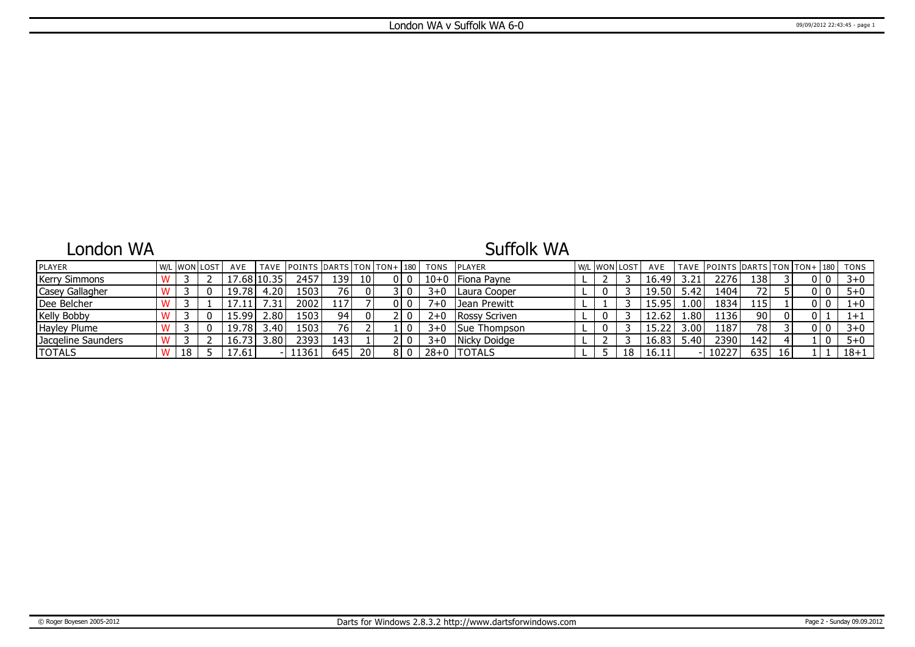# London WA v Suffolk WA 6-0

## London WA

| PLAYER | W/L | WON | LOST | AVE | TAVE | POINTS | DARTS | TON | TON+ | 180 | TONS |
|---|---|---|---|---|---|---|---|---|---|---|---|
| Kerry Simmons | W | 3 | 2 | 17.68 | 10.35 | 2457 | 139 | 10 | 0 | 0 | 10+0 |
| Casey Gallagher | W | 3 | 0 | 19.78 | 4.20 | 1503 | 76 | 0 | 3 | 0 | 3+0 |
| Dee Belcher | W | 3 | 1 | 17.11 | 7.31 | 2002 | 117 | 7 | 0 | 0 | 7+0 |
| Kelly Bobby | W | 3 | 0 | 15.99 | 2.80 | 1503 | 94 | 0 | 2 | 0 | 2+0 |
| Hayley Plume | W | 3 | 0 | 19.78 | 3.40 | 1503 | 76 | 2 | 1 | 0 | 3+0 |
| Jacqeline Saunders | W | 3 | 2 | 16.73 | 3.80 | 2393 | 143 | 1 | 2 | 0 | 3+0 |
| TOTALS | W | 18 | 5 | 17.61 | - | 11361 | 645 | 20 | 8 | 0 | 28+0 |

## Suffolk WA

| PLAYER | W/L | WON | LOST | AVE | TAVE | POINTS | DARTS | TON | TON+ | 180 | TONS |
|---|---|---|---|---|---|---|---|---|---|---|---|
| Fiona Payne | L | 2 | 3 | 16.49 | 3.21 | 2276 | 138 | 3 | 0 | 0 | 3+0 |
| Laura Cooper | L | 0 | 3 | 19.50 | 5.42 | 1404 | 72 | 5 | 0 | 0 | 5+0 |
| Jean Prewitt | L | 1 | 3 | 15.95 | 1.00 | 1834 | 115 | 1 | 0 | 0 | 1+0 |
| Rossy Scriven | L | 0 | 3 | 12.62 | 1.80 | 1136 | 90 | 0 | 0 | 1 | 1+1 |
| Sue Thompson | L | 0 | 3 | 15.22 | 3.00 | 1187 | 78 | 3 | 0 | 0 | 3+0 |
| Nicky Doidge | L | 2 | 3 | 16.83 | 5.40 | 2390 | 142 | 4 | 1 | 0 | 5+0 |
| TOTALS | L | 5 | 18 | 16.11 | - | 10227 | 635 | 16 | 1 | 1 | 18+1 |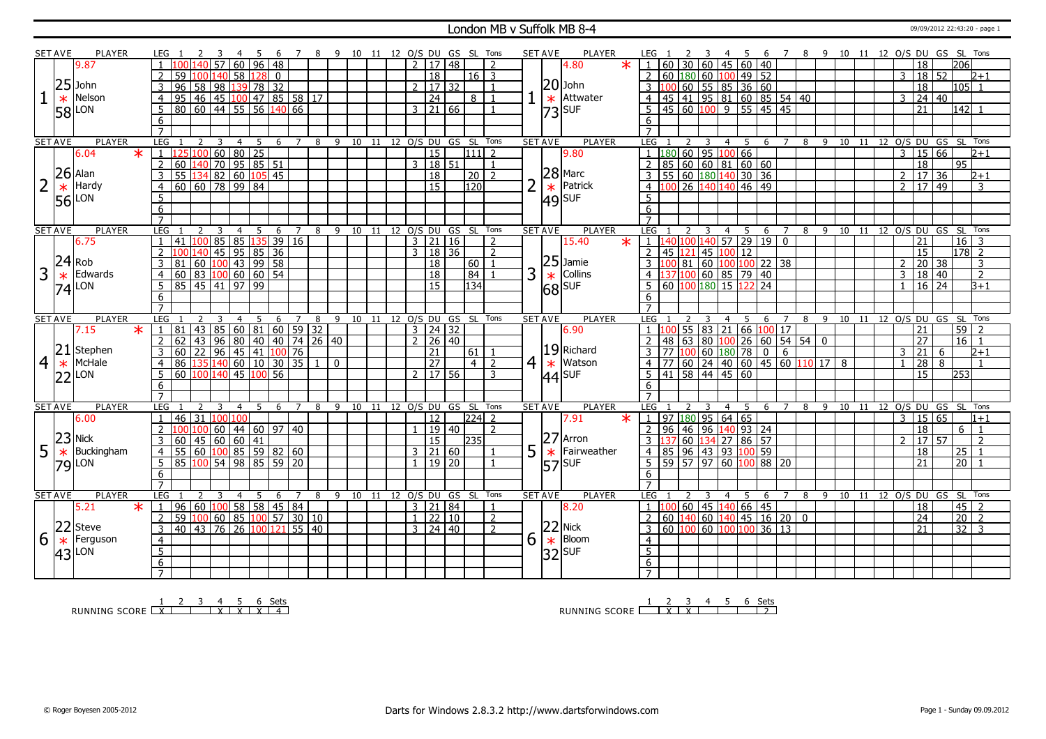# London MB v Suffolk MB 8-4

09/09/2012 22:43:20 - page 1

| SET | AVE | PLAYER | LEG | 1 | 2 | 3 | 4 | 5 | 6 | 7 | 8 | 9 | 10 | 11 | 12 | O/S | DU | GS | SL | Tons | SET | AVE | PLAYER | LEG | 1 | 2 | 3 | 4 | 5 | 6 | 7 | 8 | 9 | 10 | 11 | 12 | O/S | DU | GS | SL | Tons |
|---|---|---|---|---|---|---|---|---|---|---|---|---|---|---|---|---|---|---|---|---|---|---|---|---|---|---|---|---|---|---|---|---|---|---|---|---|---|---|---|---|---|
| 1 | 9.87 | John Nelson LON | 1 | 100 | 140 | 57 | 60 | 96 | 48 | | | | | | | 2 | 17 | 48 | | 2 | 1 | 4.80 * | John Attwater SUF | 1 | 60 | 30 | 60 | 45 | 60 | 40 | | | | | | | | 18 | | 206 | |
| | 25 * 58 | | 2 | 59 | 100 | 140 | 58 | 128 | 0 | | | | | | | | 18 | | 16 | 3 | | 20 * 73 | | 2 | 60 | 180 | 60 | 100 | 49 | 52 | | | | | | | 3 | 18 | 52 | | 2+1 |
| | | | 3 | 96 | 58 | 98 | 139 | 78 | 32 | | | | | | | 2 | 17 | 32 | | 1 | | | | 3 | 100 | 60 | 55 | 85 | 36 | 60 | | | | | | | | 18 | | 105 | 1 |
| | | | 4 | 95 | 46 | 45 | 100 | 47 | 85 | 58 | 17 | | | | | | 24 | | 8 | 1 | | | | 4 | 45 | 41 | 95 | 81 | 60 | 85 | 54 | 40 | | | | | 3 | 24 | 40 | | |
| | | | 5 | 80 | 60 | 44 | 55 | 56 | 140 | 66 | | | | | | 3 | 21 | 66 | | 1 | | | | 5 | 45 | 60 | 100 | 9 | 55 | 45 | 45 | | | | | | | 21 | | 142 | 1 |
| 2 | 6.04 * | Alan Hardy LON | 1 | 125 | 100 | 60 | 80 | 25 | | | | | | | | | 15 | | 111 | 2 | 2 | 9.80 | Marc Patrick SUF | 1 | 180 | 60 | 95 | 100 | 66 | | | | | | | | 3 | 15 | 66 | | 2+1 |
| | 26 * 56 | | 2 | 60 | 140 | 70 | 95 | 85 | 51 | | | | | | | 3 | 18 | 51 | | 1 | | 28 * 49 | | 2 | 85 | 60 | 60 | 81 | 60 | 60 | | | | | | | | 18 | | 95 | |
| | | | 3 | 55 | 134 | 82 | 60 | 105 | 45 | | | | | | | | 18 | | 20 | 2 | | | | 3 | 55 | 60 | 180 | 140 | 30 | 36 | | | | | | | 2 | 17 | 36 | | 2+1 |
| | | | 4 | 60 | 60 | 78 | 99 | 84 | | | | | | | | | 15 | | 120 | | | | | 4 | 100 | 26 | 140 | 140 | 46 | 49 | | | | | | | 2 | 17 | 49 | | 3 |
| 3 | 6.75 | Rob Edwards LON | 1 | 41 | 100 | 85 | 85 | 135 | 39 | 16 | | | | | | 3 | 21 | 16 | | 2 | 3 | 15.40 * | Jamie Collins SUF | 1 | 140 | 100 | 140 | 57 | 29 | 19 | 0 | | | | | | | 21 | | 16 | 3 |
| | 24 * 74 | | 2 | 100 | 140 | 45 | 95 | 85 | 36 | | | | | | | 3 | 18 | 36 | | 2 | | 25 * 68 | | 2 | 45 | 121 | 45 | 100 | 12 | | | | | | | | | 15 | | 178 | 2 |
| | | | 3 | 81 | 60 | 100 | 43 | 99 | 58 | | | | | | | | 18 | | 60 | 1 | | | | 3 | 100 | 81 | 60 | 100 | 100 | 22 | 38 | | | | | | 2 | 20 | 38 | | 3 |
| | | | 4 | 60 | 83 | 100 | 60 | 60 | 54 | | | | | | | | 18 | | 84 | 1 | | | | 4 | 137 | 100 | 60 | 85 | 79 | 40 | | | | | | | 3 | 18 | 40 | | 2 |
| | | | 5 | 85 | 45 | 41 | 97 | 99 | | | | | | | | | 15 | | 134 | | | | | 5 | 60 | 100 | 180 | 15 | 122 | 24 | | | | | | | 1 | 16 | 24 | | 3+1 |
| 4 | 7.15 * | Stephen McHale LON | 1 | 81 | 43 | 85 | 60 | 81 | 60 | 59 | 32 | | | | | 3 | 24 | 32 | | | 4 | 6.90 | Richard Watson SUF | 1 | 100 | 55 | 83 | 21 | 66 | 100 | 17 | | | | | | | 21 | | 59 | 2 |
| | 21 * 22 | | 2 | 62 | 43 | 96 | 80 | 40 | 40 | 74 | 26 | 40 | | | | 2 | 26 | 40 | | | | 19 * 44 | | 2 | 48 | 63 | 80 | 100 | 26 | 60 | 54 | 54 | 0 | | | | | 27 | | 16 | 1 |
| | | | 3 | 60 | 22 | 96 | 45 | 41 | 100 | 76 | | | | | | | 21 | | 61 | 1 | | | | 3 | 77 | 100 | 60 | 180 | 78 | 0 | 6 | | | | | | 3 | 21 | 6 | | 2+1 |
| | | | 4 | 86 | 135 | 140 | 60 | 10 | 30 | 35 | 1 | 0 | | | | | 27 | | 4 | 2 | | | | 4 | 77 | 60 | 24 | 40 | 60 | 45 | 60 | 110 | 17 | 8 | | | 1 | 28 | 8 | | 1 |
| | | | 5 | 60 | 100 | 140 | 45 | 100 | 56 | | | | | | | 2 | 17 | 56 | | 3 | | | | 5 | 41 | 58 | 44 | 45 | 60 | | | | | | | | | 15 | | 253 | |
| 5 | 6.00 | Nick Buckingham LON | 1 | 46 | 31 | 100 | 100 | | | | | | | | | | 12 | | 224 | 2 | 5 | 7.91 * | Arron Fairweather SUF | 1 | 97 | 180 | 95 | 64 | 65 | | | | | | | | 3 | 15 | 65 | | 1+1 |
| | 23 * 79 | | 2 | 100 | 100 | 60 | 44 | 60 | 97 | 40 | | | | | | 1 | 19 | 40 | | 2 | | 27 * 57 | | 2 | 96 | 46 | 96 | 140 | 93 | 24 | | | | | | | | 18 | | 6 | 1 |
| | | | 3 | 60 | 45 | 60 | 60 | 41 | | | | | | | | | 15 | | 235 | | | | | 3 | 137 | 60 | 134 | 27 | 86 | 57 | | | | | | | 2 | 17 | 57 | | 2 |
| | | | 4 | 55 | 60 | 100 | 85 | 59 | 82 | 60 | | | | | | 3 | 21 | 60 | | 1 | | | | 4 | 85 | 96 | 43 | 93 | 100 | 59 | | | | | | | | 18 | | 25 | 1 |
| | | | 5 | 85 | 100 | 54 | 98 | 85 | 59 | 20 | | | | | | 1 | 19 | 20 | | 1 | | | | 5 | 59 | 57 | 97 | 60 | 100 | 88 | 20 | | | | | | | 21 | | 20 | 1 |
| 6 | 5.21 * | Steve Ferguson LON | 1 | 96 | 60 | 100 | 58 | 58 | 45 | 84 | | | | | | 3 | 21 | 84 | | 1 | 6 | 8.20 | Nick Bloom SUF | 1 | 100 | 60 | 45 | 140 | 66 | 45 | | | | | | | | 18 | | 45 | 2 |
| | 22 * 43 | | 2 | 59 | 100 | 60 | 85 | 100 | 57 | 30 | 10 | | | | | 1 | 22 | 10 | | 2 | | 22 * 32 | | 2 | 60 | 140 | 60 | 140 | 45 | 16 | 20 | 0 | | | | | | 24 | | 20 | 2 |
| | | | 3 | 40 | 43 | 76 | 26 | 100 | 121 | 55 | 40 | | | | | 3 | 24 | 40 | | 2 | | | | 3 | 60 | 100 | 60 | 100 | 100 | 36 | 13 | | | | | | | 21 | | 32 | 3 |

RUNNING SCORE (London MB)

| 1 | 2 | 3 | 4 | 5 | 6 | Sets |
|---|---|---|---|---|---|---|
| X | | | X | X | X | 4 |

RUNNING SCORE (Suffolk MB)

| 1 | 2 | 3 | 4 | 5 | 6 | Sets |
|---|---|---|---|---|---|---|
| | X | X | | | | 2 |

© Roger Boyesen 2005-2012 Darts for Windows 2.8.3.2 http://www.dartsforwindows.com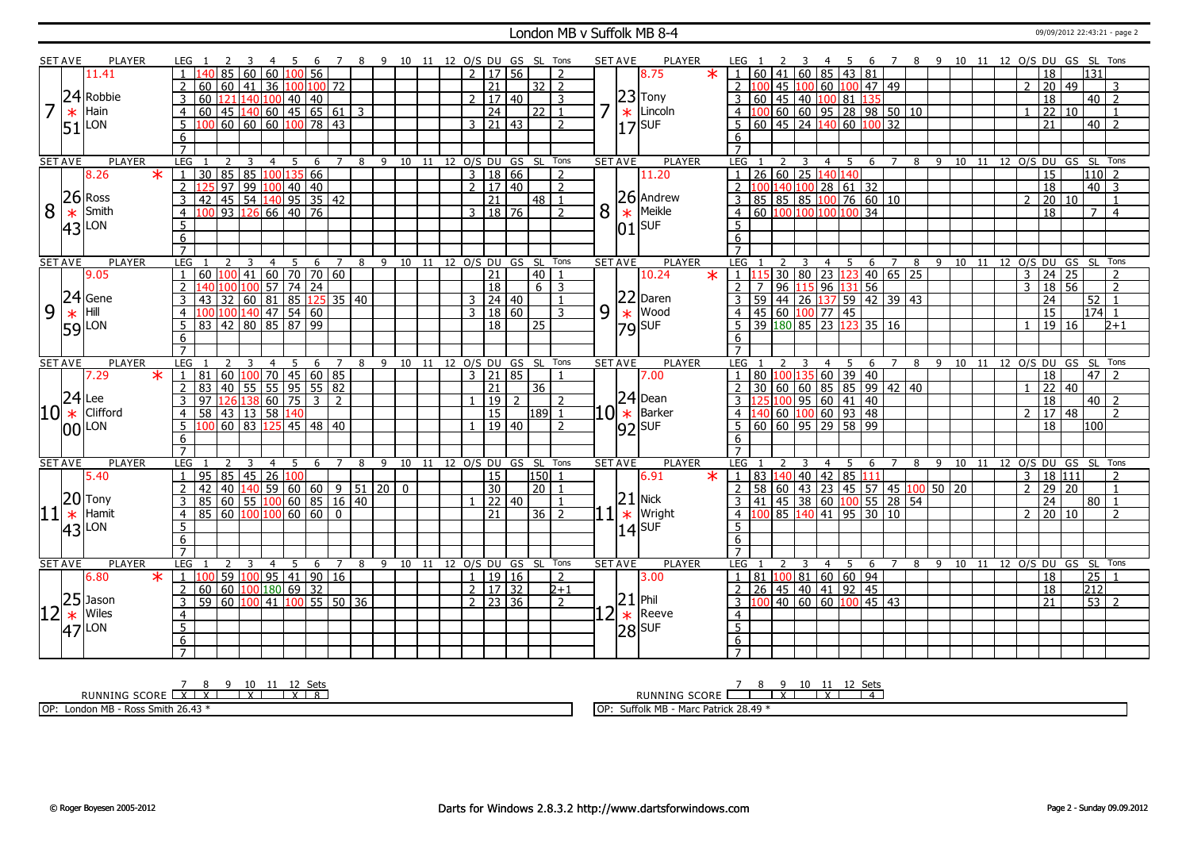# London MB v Suffolk MB 8-4

## Set 7

| SET AVE | PLAYER | LEG | 1 | 2 | 3 | 4 | 5 | 6 | 7 | 8 | 9 | 10 | 11 | 12 | O/S | DU | GS | SL | Tons |
|---|---|---|---|---|---|---|---|---|---|---|---|---|---|---|---|---|---|---|---|
| 11.41 | | 1 | 140 | 85 | 60 | 60 | 100 | 56 | | | | | | | 2 | 17 | 56 | | 2 |
| 24.51 | Robbie Hain (LON) | 2 | 60 | 60 | 41 | 36 | 100 | 100 | 72 | | | | | | | 21 | | 32 | 2 |
| | | 3 | 60 | 121 | 140 | 100 | 40 | 40 | | | | | | | 2 | 17 | 40 | | 3 |
| | | 4 | 60 | 45 | 140 | 60 | 45 | 65 | 61 | 3 | | | | | | 24 | | 22 | 1 |
| | | 5 | 100 | 60 | 60 | 60 | 100 | 78 | 43 | | | | | | 3 | 21 | 43 | | 2 |

| SET AVE | PLAYER | LEG | 1 | 2 | 3 | 4 | 5 | 6 | 7 | 8 | 9 | 10 | 11 | 12 | O/S | DU | GS | SL | Tons |
|---|---|---|---|---|---|---|---|---|---|---|---|---|---|---|---|---|---|---|---|
| 8.75 * | | 1 | 60 | 41 | 60 | 85 | 43 | 81 | | | | | | | | 18 | | 131 | |
| 23.17 | Tony Lincoln (SUF) | 2 | 100 | 45 | 100 | 60 | 100 | 47 | 49 | | | | | | 2 | 20 | 49 | | 3 |
| | | 3 | 60 | 45 | 40 | 100 | 81 | 135 | | | | | | | | 18 | | 40 | 2 |
| | | 4 | 100 | 60 | 60 | 95 | 28 | 98 | 50 | 10 | | | | | 1 | 22 | 10 | | 1 |
| | | 5 | 60 | 45 | 24 | 140 | 60 | 100 | 32 | | | | | | | 21 | | 40 | 2 |

## Set 8

| SET AVE | PLAYER | LEG | 1 | 2 | 3 | 4 | 5 | 6 | 7 | 8 | 9 | 10 | 11 | 12 | O/S | DU | GS | SL | Tons |
|---|---|---|---|---|---|---|---|---|---|---|---|---|---|---|---|---|---|---|---|
| 8.26 * | | 1 | 30 | 85 | 85 | 100 | 135 | 66 | | | | | | | 3 | 18 | 66 | | 2 |
| 26.43 | Ross Smith (LON) | 2 | 125 | 97 | 99 | 100 | 40 | 40 | | | | | | | 2 | 17 | 40 | | 2 |
| | | 3 | 42 | 45 | 54 | 140 | 95 | 35 | 42 | | | | | | | 21 | | 48 | 1 |
| | | 4 | 100 | 93 | 126 | 66 | 40 | 76 | | | | | | | 3 | 18 | 76 | | 2 |

| SET AVE | PLAYER | LEG | 1 | 2 | 3 | 4 | 5 | 6 | 7 | 8 | 9 | 10 | 11 | 12 | O/S | DU | GS | SL | Tons |
|---|---|---|---|---|---|---|---|---|---|---|---|---|---|---|---|---|---|---|---|
| 11.20 | | 1 | 26 | 60 | 25 | 140 | 140 | | | | | | | | | 15 | | 110 | 2 |
| 26.01 | Andrew Meikle (SUF) | 2 | 100 | 140 | 100 | 28 | 61 | 32 | | | | | | | | 18 | | 40 | 3 |
| | | 3 | 85 | 85 | 85 | 100 | 76 | 60 | 10 | | | | | | 2 | 20 | 10 | | 1 |
| | | 4 | 60 | 100 | 100 | 100 | 100 | 34 | | | | | | | | 18 | | 7 | 4 |

## Set 9

| SET AVE | PLAYER | LEG | 1 | 2 | 3 | 4 | 5 | 6 | 7 | 8 | 9 | 10 | 11 | 12 | O/S | DU | GS | SL | Tons |
|---|---|---|---|---|---|---|---|---|---|---|---|---|---|---|---|---|---|---|---|
| 9.05 | | 1 | 60 | 100 | 41 | 60 | 70 | 70 | 60 | | | | | | | 21 | | 40 | 1 |
| 24.59 | Gene Hill (LON) | 2 | 140 | 100 | 100 | 57 | 74 | 24 | | | | | | | | 18 | | 6 | 3 |
| | | 3 | 43 | 32 | 60 | 81 | 85 | 125 | 35 | 40 | | | | | 3 | 24 | 40 | | 1 |
| | | 4 | 100 | 100 | 140 | 47 | 54 | 60 | | | | | | | 3 | 18 | 60 | | 3 |
| | | 5 | 83 | 42 | 80 | 85 | 87 | 99 | | | | | | | | 18 | | 25 | |

| SET AVE | PLAYER | LEG | 1 | 2 | 3 | 4 | 5 | 6 | 7 | 8 | 9 | 10 | 11 | 12 | O/S | DU | GS | SL | Tons |
|---|---|---|---|---|---|---|---|---|---|---|---|---|---|---|---|---|---|---|---|
| 10.24 * | | 1 | 115 | 30 | 80 | 23 | 123 | 40 | 65 | 25 | | | | | 3 | 24 | 25 | | 2 |
| 22.79 | Daren Wood (SUF) | 2 | 7 | 96 | 115 | 96 | 131 | 56 | | | | | | | 3 | 18 | 56 | | 2 |
| | | 3 | 59 | 44 | 26 | 137 | 59 | 42 | 39 | 43 | | | | | | 24 | | 52 | 1 |
| | | 4 | 45 | 60 | 100 | 77 | 45 | | | | | | | | | 15 | | 174 | 1 |
| | | 5 | 39 | 180 | 85 | 23 | 123 | 35 | 16 | | | | | | 1 | 19 | 16 | | 2+1 |

## Set 10

| SET AVE | PLAYER | LEG | 1 | 2 | 3 | 4 | 5 | 6 | 7 | 8 | 9 | 10 | 11 | 12 | O/S | DU | GS | SL | Tons |
|---|---|---|---|---|---|---|---|---|---|---|---|---|---|---|---|---|---|---|---|
| 7.29 * | | 1 | 81 | 60 | 100 | 70 | 45 | 60 | 85 | | | | | | 3 | 21 | 85 | | 1 |
| 24.00 | Lee Clifford (LON) | 2 | 83 | 40 | 55 | 55 | 95 | 55 | 82 | | | | | | | 21 | | 36 | |
| | | 3 | 97 | 126 | 138 | 60 | 75 | 3 | 2 | | | | | | 1 | 19 | 2 | | 2 |
| | | 4 | 58 | 43 | 13 | 58 | 140 | | | | | | | | | 15 | | 189 | 1 |
| | | 5 | 100 | 60 | 83 | 125 | 45 | 48 | 40 | | | | | | 1 | 19 | 40 | | 2 |

| SET AVE | PLAYER | LEG | 1 | 2 | 3 | 4 | 5 | 6 | 7 | 8 | 9 | 10 | 11 | 12 | O/S | DU | GS | SL | Tons |
|---|---|---|---|---|---|---|---|---|---|---|---|---|---|---|---|---|---|---|---|
| 7.00 | | 1 | 80 | 100 | 135 | 60 | 39 | 40 | | | | | | | | 18 | | 47 | 2 |
| 24.92 | Dean Barker (SUF) | 2 | 30 | 60 | 60 | 85 | 85 | 99 | 42 | 40 | | | | | 1 | 22 | 40 | | |
| | | 3 | 125 | 100 | 95 | 60 | 41 | 40 | | | | | | | | 18 | | 40 | 2 |
| | | 4 | 140 | 60 | 100 | 60 | 93 | 48 | | | | | | | 2 | 17 | 48 | | 2 |
| | | 5 | 60 | 60 | 95 | 29 | 58 | 99 | | | | | | | | 18 | | 100 | |

## Set 11

| SET AVE | PLAYER | LEG | 1 | 2 | 3 | 4 | 5 | 6 | 7 | 8 | 9 | 10 | 11 | 12 | O/S | DU | GS | SL | Tons |
|---|---|---|---|---|---|---|---|---|---|---|---|---|---|---|---|---|---|---|---|
| 5.40 | | 1 | 95 | 85 | 45 | 26 | 100 | | | | | | | | | 15 | | 150 | 1 |
| 20.43 | Tony Hamit (LON) | 2 | 42 | 40 | 140 | 59 | 60 | 60 | 9 | 51 | 20 | 0 | | | | 30 | | 20 | 1 |
| | | 3 | 85 | 60 | 55 | 100 | 60 | 85 | 16 | 40 | | | | | 1 | 22 | 40 | | 1 |
| | | 4 | 85 | 60 | 100 | 100 | 60 | 60 | 0 | | | | | | | 21 | | 36 | 2 |

| SET AVE | PLAYER | LEG | 1 | 2 | 3 | 4 | 5 | 6 | 7 | 8 | 9 | 10 | 11 | 12 | O/S | DU | GS | SL | Tons |
|---|---|---|---|---|---|---|---|---|---|---|---|---|---|---|---|---|---|---|---|
| 6.91 * | | 1 | 83 | 140 | 40 | 42 | 85 | 111 | | | | | | | 3 | 18 | 111 | | 2 |
| 21.14 | Nick Wright (SUF) | 2 | 58 | 60 | 43 | 23 | 45 | 57 | 45 | 100 | 50 | 20 | | | 2 | 29 | 20 | | 1 |
| | | 3 | 41 | 45 | 38 | 60 | 100 | 55 | 28 | 54 | | | | | | 24 | | 80 | 1 |
| | | 4 | 100 | 85 | 140 | 41 | 95 | 30 | 10 | | | | | | 2 | 20 | 10 | | 2 |

## Set 12

| SET AVE | PLAYER | LEG | 1 | 2 | 3 | 4 | 5 | 6 | 7 | 8 | 9 | 10 | 11 | 12 | O/S | DU | GS | SL | Tons |
|---|---|---|---|---|---|---|---|---|---|---|---|---|---|---|---|---|---|---|---|
| 6.80 * | | 1 | 100 | 59 | 100 | 95 | 41 | 90 | 16 | | | | | | 1 | 19 | 16 | | 2 |
| 25.47 | Jason Wiles (LON) | 2 | 60 | 60 | 100 | 180 | 69 | 32 | | | | | | | 2 | 17 | 32 | | 2+1 |
| | | 3 | 59 | 60 | 100 | 41 | 100 | 55 | 50 | 36 | | | | | 2 | 23 | 36 | | 2 |

| SET AVE | PLAYER | LEG | 1 | 2 | 3 | 4 | 5 | 6 | 7 | 8 | 9 | 10 | 11 | 12 | O/S | DU | GS | SL | Tons |
|---|---|---|---|---|---|---|---|---|---|---|---|---|---|---|---|---|---|---|---|
| 3.00 | | 1 | 81 | 100 | 81 | 60 | 60 | 94 | | | | | | | | 18 | | 25 | 1 |
| 21.28 | Phil Reeve (SUF) | 2 | 26 | 45 | 40 | 41 | 92 | 45 | | | | | | | | 18 | | 212 | |
| | | 3 | 100 | 40 | 60 | 60 | 100 | 45 | 43 | | | | | | | 21 | | 53 | 2 |

## Running Score

| London MB | 7 | 8 | 9 | 10 | 11 | 12 | Sets |
|---|---|---|---|---|---|---|---|
| RUNNING SCORE | X | X | | X | | X | 8 |

| Suffolk MB | 7 | 8 | 9 | 10 | 11 | 12 | Sets |
|---|---|---|---|---|---|---|---|
| RUNNING SCORE | | | X | | X | | 4 |

OP: London MB - Ross Smith 26.43 *

OP: Suffolk MB - Marc Patrick 28.49 *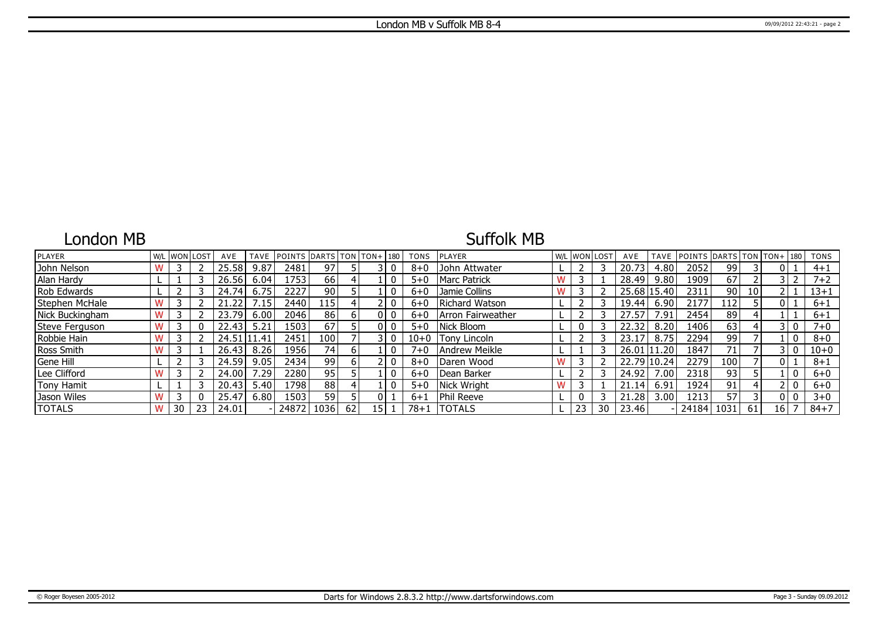# London MB v Suffolk MB 8-4

## London MB

| PLAYER | W/L | WON | LOST | AVE | TAVE | POINTS | DARTS | TON | TON+ | 180 | TONS |
|---|---|---|---|---|---|---|---|---|---|---|---|
| John Nelson | W | 3 | 2 | 25.58 | 9.87 | 2481 | 97 | 5 | 3 | 0 | 8+0 |
| Alan Hardy | L | 1 | 3 | 26.56 | 6.04 | 1753 | 66 | 4 | 1 | 0 | 5+0 |
| Rob Edwards | L | 2 | 3 | 24.74 | 6.75 | 2227 | 90 | 5 | 1 | 0 | 6+0 |
| Stephen McHale | W | 3 | 2 | 21.22 | 7.15 | 2440 | 115 | 4 | 2 | 0 | 6+0 |
| Nick Buckingham | W | 3 | 2 | 23.79 | 6.00 | 2046 | 86 | 6 | 0 | 0 | 6+0 |
| Steve Ferguson | W | 3 | 0 | 22.43 | 5.21 | 1503 | 67 | 5 | 0 | 0 | 5+0 |
| Robbie Hain | W | 3 | 2 | 24.51 | 11.41 | 2451 | 100 | 7 | 3 | 0 | 10+0 |
| Ross Smith | W | 3 | 1 | 26.43 | 8.26 | 1956 | 74 | 6 | 1 | 0 | 7+0 |
| Gene Hill | L | 2 | 3 | 24.59 | 9.05 | 2434 | 99 | 6 | 2 | 0 | 8+0 |
| Lee Clifford | W | 3 | 2 | 24.00 | 7.29 | 2280 | 95 | 5 | 1 | 0 | 6+0 |
| Tony Hamit | L | 1 | 3 | 20.43 | 5.40 | 1798 | 88 | 4 | 1 | 0 | 5+0 |
| Jason Wiles | W | 3 | 0 | 25.47 | 6.80 | 1503 | 59 | 5 | 0 | 1 | 6+1 |
| TOTALS | W | 30 | 23 | 24.01 | - | 24872 | 1036 | 62 | 15 | 1 | 78+1 |

## Suffolk MB

| PLAYER | W/L | WON | LOST | AVE | TAVE | POINTS | DARTS | TON | TON+ | 180 | TONS |
|---|---|---|---|---|---|---|---|---|---|---|---|
| John Attwater | L | 2 | 3 | 20.73 | 4.80 | 2052 | 99 | 3 | 0 | 1 | 4+1 |
| Marc Patrick | W | 3 | 1 | 28.49 | 9.80 | 1909 | 67 | 2 | 3 | 2 | 7+2 |
| Jamie Collins | W | 3 | 2 | 25.68 | 15.40 | 2311 | 90 | 10 | 2 | 1 | 13+1 |
| Richard Watson | L | 2 | 3 | 19.44 | 6.90 | 2177 | 112 | 5 | 0 | 1 | 6+1 |
| Arron Fairweather | L | 2 | 3 | 27.57 | 7.91 | 2454 | 89 | 4 | 1 | 1 | 6+1 |
| Nick Bloom | L | 0 | 3 | 22.32 | 8.20 | 1406 | 63 | 4 | 3 | 0 | 7+0 |
| Tony Lincoln | L | 2 | 3 | 23.17 | 8.75 | 2294 | 99 | 7 | 1 | 0 | 8+0 |
| Andrew Meikle | L | 1 | 3 | 26.01 | 11.20 | 1847 | 71 | 7 | 3 | 0 | 10+0 |
| Daren Wood | W | 3 | 2 | 22.79 | 10.24 | 2279 | 100 | 7 | 0 | 1 | 8+1 |
| Dean Barker | L | 2 | 3 | 24.92 | 7.00 | 2318 | 93 | 5 | 1 | 0 | 6+0 |
| Nick Wright | W | 3 | 1 | 21.14 | 6.91 | 1924 | 91 | 4 | 2 | 0 | 6+0 |
| Phil Reeve | L | 0 | 3 | 21.28 | 3.00 | 1213 | 57 | 3 | 0 | 0 | 3+0 |
| TOTALS | L | 23 | 30 | 23.46 | - | 24184 | 1031 | 61 | 16 | 7 | 84+7 |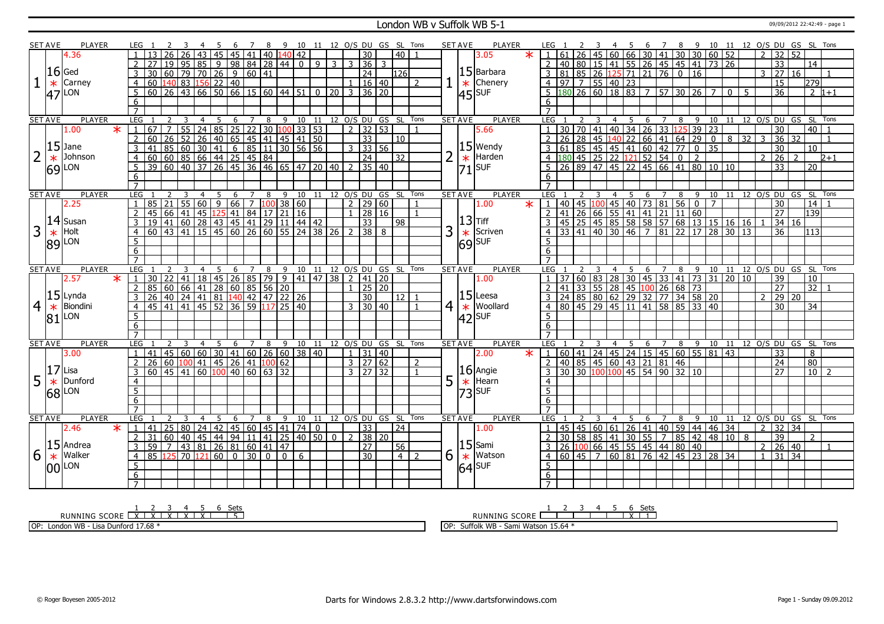# London WB v Suffolk WB 5-1

09/09/2012 22:42:49 - page 1

## Set 1

**London: Ged Carney** — Set Ave 4.36, 16.47 (LON) *(not starred)*

| LEG | 1 | 2 | 3 | 4 | 5 | 6 | 7 | 8 | 9 | 10 | 11 | 12 | O/S | DU | GS | SL | Tons |
|---|---|---|---|---|---|---|---|---|---|---|---|---|---|---|---|---|---|
| 1 | 13 | 26 | 26 | 43 | 45 | 45 | 41 | 40 | 140 | 42 | | | | 30 | | 40 | 1 |
| 2 | 27 | 19 | 95 | 85 | 9 | 98 | 84 | 28 | 44 | 0 | 9 | 3 | 3 | 36 | 3 | | |
| 3 | 30 | 60 | 79 | 70 | 26 | 9 | 60 | 41 | | | | | | 24 | | 126 | |
| 4 | 60 | 140 | 83 | 156 | 22 | 40 | | | | | | | 1 | 16 | 40 | | 2 |
| 5 | 60 | 26 | 43 | 66 | 50 | 66 | 15 | 60 | 44 | 51 | 0 | 20 | 3 | 36 | 20 | | |
| 6 | | | | | | | | | | | | | | | | | |
| 7 | | | | | | | | | | | | | | | | | |

**Suffolk: Barbara Chenery** * — Set Ave 3.05, 15.45 (SUF)

| LEG | 1 | 2 | 3 | 4 | 5 | 6 | 7 | 8 | 9 | 10 | 11 | 12 | O/S | DU | GS | SL | Tons |
|---|---|---|---|---|---|---|---|---|---|---|---|---|---|---|---|---|---|
| 1 | 61 | 26 | 45 | 60 | 66 | 30 | 41 | 30 | 30 | 60 | 52 | | 2 | 32 | 52 | | |
| 2 | 40 | 80 | 15 | 41 | 55 | 26 | 45 | 45 | 41 | 73 | 26 | | | 33 | | 14 | |
| 3 | 81 | 85 | 26 | 125 | 71 | 21 | 76 | 0 | 16 | | | | 3 | 27 | 16 | | 1 |
| 4 | 97 | 7 | 55 | 40 | 23 | | | | | | | | | 15 | | 279 | |
| 5 | 180 | 26 | 60 | 18 | 83 | 7 | 57 | 30 | 26 | 7 | 0 | 5 | | 36 | | 2 | 1+1 |
| 6 | | | | | | | | | | | | | | | | | |
| 7 | | | | | | | | | | | | | | | | | |

## Set 2

**London: Jane Johnson** * — Set Ave 1.00, 15.69 (LON)

| LEG | 1 | 2 | 3 | 4 | 5 | 6 | 7 | 8 | 9 | 10 | 11 | 12 | O/S | DU | GS | SL | Tons |
|---|---|---|---|---|---|---|---|---|---|---|---|---|---|---|---|---|---|
| 1 | 67 | 7 | 55 | 24 | 85 | 25 | 22 | 30 | 100 | 33 | 53 | | 2 | 32 | 53 | | 1 |
| 2 | 60 | 26 | 52 | 26 | 40 | 65 | 45 | 41 | 45 | 41 | 50 | | | 33 | | 10 | |
| 3 | 41 | 85 | 60 | 30 | 41 | 6 | 85 | 11 | 30 | 56 | 56 | | 3 | 33 | 56 | | |
| 4 | 60 | 60 | 85 | 66 | 44 | 25 | 45 | 84 | | | | | | 24 | | 32 | |
| 5 | 39 | 60 | 40 | 37 | 26 | 45 | 36 | 46 | 65 | 47 | 20 | 40 | 2 | 35 | 40 | | |
| 6 | | | | | | | | | | | | | | | | | |
| 7 | | | | | | | | | | | | | | | | | |

**Suffolk: Wendy Harden** — Set Ave 5.66, 15.71 (SUF)

| LEG | 1 | 2 | 3 | 4 | 5 | 6 | 7 | 8 | 9 | 10 | 11 | 12 | O/S | DU | GS | SL | Tons |
|---|---|---|---|---|---|---|---|---|---|---|---|---|---|---|---|---|---|
| 1 | 30 | 70 | 41 | 40 | 34 | 26 | 33 | 125 | 39 | 23 | | | | 30 | | 40 | 1 |
| 2 | 26 | 28 | 45 | 140 | 22 | 66 | 41 | 64 | 29 | 0 | 8 | 32 | 3 | 36 | 32 | | 1 |
| 3 | 61 | 85 | 45 | 45 | 41 | 60 | 42 | 77 | 0 | 35 | | | | 30 | | 10 | |
| 4 | 180 | 45 | 25 | 22 | 121 | 52 | 54 | 0 | 2 | | | | 2 | 26 | 2 | | 2+1 |
| 5 | 26 | 89 | 47 | 45 | 22 | 45 | 66 | 41 | 80 | 10 | 10 | | | 33 | | 20 | |
| 6 | | | | | | | | | | | | | | | | | |
| 7 | | | | | | | | | | | | | | | | | |

## Set 3

**London: Susan Holt** — Set Ave 2.25, 14.89 (LON)

| LEG | 1 | 2 | 3 | 4 | 5 | 6 | 7 | 8 | 9 | 10 | 11 | 12 | O/S | DU | GS | SL | Tons |
|---|---|---|---|---|---|---|---|---|---|---|---|---|---|---|---|---|---|
| 1 | 85 | 21 | 55 | 60 | 9 | 66 | 7 | 100 | 38 | 60 | | | 2 | 29 | 60 | | 1 |
| 2 | 45 | 66 | 41 | 45 | 125 | 41 | 84 | 17 | 21 | 16 | | | 1 | 28 | 16 | | 1 |
| 3 | 19 | 41 | 60 | 28 | 43 | 45 | 41 | 29 | 11 | 44 | 42 | | | 33 | | 98 | |
| 4 | 60 | 43 | 41 | 15 | 45 | 60 | 26 | 60 | 55 | 24 | 38 | 26 | 2 | 38 | 8 | | |
| 5 | | | | | | | | | | | | | | | | | |
| 6 | | | | | | | | | | | | | | | | | |
| 7 | | | | | | | | | | | | | | | | | |

**Suffolk: Tiff Scriven** * — Set Ave 1.00, 13.69 (SUF)

| LEG | 1 | 2 | 3 | 4 | 5 | 6 | 7 | 8 | 9 | 10 | 11 | 12 | O/S | DU | GS | SL | Tons |
|---|---|---|---|---|---|---|---|---|---|---|---|---|---|---|---|---|---|
| 1 | 40 | 45 | 100 | 45 | 40 | 73 | 81 | 56 | 0 | 7 | | | | 30 | | 14 | 1 |
| 2 | 41 | 26 | 66 | 55 | 41 | 41 | 21 | 11 | 60 | | | | | 27 | | 139 | |
| 3 | 45 | 25 | 45 | 85 | 58 | 58 | 57 | 68 | 13 | 15 | 16 | 16 | 1 | 34 | 16 | | |
| 4 | 33 | 41 | 40 | 30 | 46 | 7 | 81 | 22 | 17 | 28 | 30 | 13 | | 36 | | 113 | |
| 5 | | | | | | | | | | | | | | | | | |
| 6 | | | | | | | | | | | | | | | | | |
| 7 | | | | | | | | | | | | | | | | | |

## Set 4

**London: Lynda Biondini** * — Set Ave 2.57, 15.81 (LON)

| LEG | 1 | 2 | 3 | 4 | 5 | 6 | 7 | 8 | 9 | 10 | 11 | 12 | O/S | DU | GS | SL | Tons |
|---|---|---|---|---|---|---|---|---|---|---|---|---|---|---|---|---|---|
| 1 | 30 | 22 | 41 | 18 | 45 | 26 | 85 | 79 | 9 | 41 | 47 | 38 | 2 | 41 | 20 | | |
| 2 | 85 | 60 | 66 | 41 | 28 | 60 | 85 | 56 | 20 | | | | 1 | 25 | 20 | | |
| 3 | 26 | 40 | 24 | 41 | 81 | 140 | 42 | 47 | 22 | 26 | | | | 30 | | 12 | 1 |
| 4 | 45 | 41 | 41 | 45 | 52 | 36 | 59 | 117 | 25 | 40 | | | 3 | 30 | 40 | | 1 |
| 5 | | | | | | | | | | | | | | | | | |
| 6 | | | | | | | | | | | | | | | | | |
| 7 | | | | | | | | | | | | | | | | | |

**Suffolk: Leesa Woollard** — Set Ave 1.00, 15.42 (SUF)

| LEG | 1 | 2 | 3 | 4 | 5 | 6 | 7 | 8 | 9 | 10 | 11 | 12 | O/S | DU | GS | SL | Tons |
|---|---|---|---|---|---|---|---|---|---|---|---|---|---|---|---|---|---|
| 1 | 37 | 60 | 83 | 28 | 30 | 45 | 33 | 41 | 73 | 31 | 20 | 10 | | 39 | | 10 | |
| 2 | 41 | 33 | 55 | 28 | 45 | 100 | 26 | 68 | 73 | | | | | 27 | | 32 | 1 |
| 3 | 24 | 85 | 80 | 62 | 29 | 32 | 77 | 34 | 58 | 20 | | | 2 | 29 | 20 | | |
| 4 | 80 | 45 | 29 | 45 | 11 | 41 | 58 | 85 | 33 | 40 | | | | 30 | | 34 | |
| 5 | | | | | | | | | | | | | | | | | |
| 6 | | | | | | | | | | | | | | | | | |
| 7 | | | | | | | | | | | | | | | | | |

## Set 5

**London: Lisa Dunford** — Set Ave 3.00, 17.68 (LON)

| LEG | 1 | 2 | 3 | 4 | 5 | 6 | 7 | 8 | 9 | 10 | 11 | 12 | O/S | DU | GS | SL | Tons |
|---|---|---|---|---|---|---|---|---|---|---|---|---|---|---|---|---|---|
| 1 | 41 | 45 | 60 | 60 | 30 | 41 | 60 | 26 | 60 | 38 | 40 | | 1 | 31 | 40 | | |
| 2 | 26 | 60 | 100 | 41 | 45 | 26 | 41 | 100 | 62 | | | | 3 | 27 | 62 | | 2 |
| 3 | 60 | 45 | 41 | 60 | 100 | 40 | 60 | 63 | 32 | | | | 3 | 27 | 32 | | 1 |
| 4 | | | | | | | | | | | | | | | | | |
| 5 | | | | | | | | | | | | | | | | | |
| 6 | | | | | | | | | | | | | | | | | |
| 7 | | | | | | | | | | | | | | | | | |

**Suffolk: Angie Hearn** * — Set Ave 2.00, 16.73 (SUF)

| LEG | 1 | 2 | 3 | 4 | 5 | 6 | 7 | 8 | 9 | 10 | 11 | 12 | O/S | DU | GS | SL | Tons |
|---|---|---|---|---|---|---|---|---|---|---|---|---|---|---|---|---|---|
| 1 | 60 | 41 | 24 | 45 | 24 | 15 | 45 | 60 | 55 | 81 | 43 | | | 33 | | 8 | |
| 2 | 40 | 85 | 45 | 60 | 43 | 21 | 81 | 46 | | | | | | 24 | | 80 | |
| 3 | 30 | 30 | 100 | 100 | 45 | 54 | 90 | 32 | 10 | | | | | 27 | | 10 | 2 |
| 4 | | | | | | | | | | | | | | | | | |
| 5 | | | | | | | | | | | | | | | | | |
| 6 | | | | | | | | | | | | | | | | | |
| 7 | | | | | | | | | | | | | | | | | |

## Set 6

**London: Andrea Walker** * — Set Ave 2.46, 15.00 (LON)

| LEG | 1 | 2 | 3 | 4 | 5 | 6 | 7 | 8 | 9 | 10 | 11 | 12 | O/S | DU | GS | SL | Tons |
|---|---|---|---|---|---|---|---|---|---|---|---|---|---|---|---|---|---|
| 1 | 41 | 25 | 80 | 24 | 42 | 45 | 60 | 45 | 41 | 74 | 0 | | | 33 | | 24 | |
| 2 | 31 | 60 | 40 | 45 | 44 | 94 | 11 | 41 | 25 | 40 | 50 | 0 | 2 | 38 | 20 | | |
| 3 | 59 | 7 | 43 | 81 | 26 | 81 | 60 | 41 | 47 | | | | | 27 | | 56 | |
| 4 | 85 | 125 | 70 | 121 | 60 | 0 | 30 | 0 | 0 | 6 | | | | 30 | | 4 | 2 |
| 5 | | | | | | | | | | | | | | | | | |
| 6 | | | | | | | | | | | | | | | | | |
| 7 | | | | | | | | | | | | | | | | | |

**Suffolk: Sami Watson** — Set Ave 1.00, 15.64 (SUF)

| LEG | 1 | 2 | 3 | 4 | 5 | 6 | 7 | 8 | 9 | 10 | 11 | 12 | O/S | DU | GS | SL | Tons |
|---|---|---|---|---|---|---|---|---|---|---|---|---|---|---|---|---|---|
| 1 | 45 | 45 | 60 | 61 | 26 | 41 | 40 | 59 | 44 | 46 | 34 | | 2 | 32 | 34 | | |
| 2 | 30 | 58 | 85 | 41 | 30 | 55 | 7 | 85 | 42 | 48 | 10 | 8 | | 39 | | 2 | |
| 3 | 26 | 100 | 66 | 45 | 55 | 45 | 44 | 80 | 40 | | | | 2 | 26 | 40 | | 1 |
| 4 | 60 | 45 | 7 | 60 | 81 | 76 | 42 | 45 | 23 | 28 | 34 | | 1 | 31 | 34 | | |
| 5 | | | | | | | | | | | | | | | | | |
| 6 | | | | | | | | | | | | | | | | | |
| 7 | | | | | | | | | | | | | | | | | |

## Running Score

| | 1 | 2 | 3 | 4 | 5 | 6 | Sets |
|---|---|---|---|---|---|---|---|
| London WB | X | X | X | X | X | | 5 |
| Suffolk WB | | | | | | X | 1 |

OP: London WB - Lisa Dunford 17.68 *

OP: Suffolk WB - Sami Watson 15.64 *

© Roger Boyesen 2005-2012 — Darts for Windows 2.8.3.2 http://www.dartsforwindows.com — Sunday 09.09.2012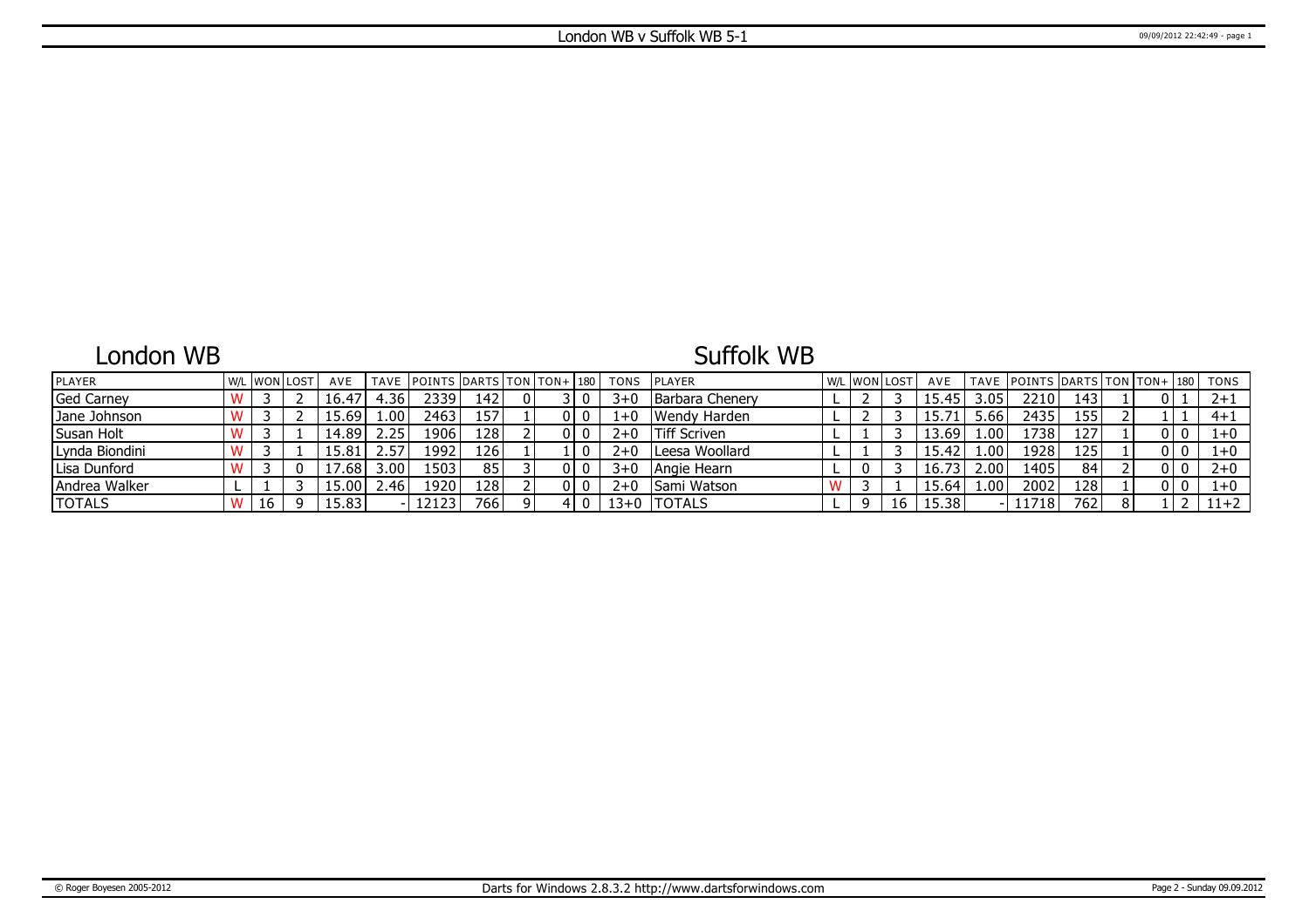# London WB v Suffolk WB 5-1

## London WB

| PLAYER | W/L | WON | LOST | AVE | TAVE | POINTS | DARTS | TON | TON+ | 180 | TONS |
|---|---|---|---|---|---|---|---|---|---|---|---|
| Ged Carney | W | 3 | 2 | 16.47 | 4.36 | 2339 | 142 | 0 | 3 | 0 | 3+0 |
| Jane Johnson | W | 3 | 2 | 15.69 | 1.00 | 2463 | 157 | 1 | 0 | 0 | 1+0 |
| Susan Holt | W | 3 | 1 | 14.89 | 2.25 | 1906 | 128 | 2 | 0 | 0 | 2+0 |
| Lynda Biondini | W | 3 | 1 | 15.81 | 2.57 | 1992 | 126 | 1 | 1 | 0 | 2+0 |
| Lisa Dunford | W | 3 | 0 | 17.68 | 3.00 | 1503 | 85 | 3 | 0 | 0 | 3+0 |
| Andrea Walker | L | 1 | 3 | 15.00 | 2.46 | 1920 | 128 | 2 | 0 | 0 | 2+0 |
| TOTALS | W | 16 | 9 | 15.83 | - | 12123 | 766 | 9 | 4 | 0 | 13+0 |

## Suffolk WB

| PLAYER | W/L | WON | LOST | AVE | TAVE | POINTS | DARTS | TON | TON+ | 180 | TONS |
|---|---|---|---|---|---|---|---|---|---|---|---|
| Barbara Chenery | L | 2 | 3 | 15.45 | 3.05 | 2210 | 143 | 1 | 0 | 1 | 2+1 |
| Wendy Harden | L | 2 | 3 | 15.71 | 5.66 | 2435 | 155 | 2 | 1 | 1 | 4+1 |
| Tiff Scriven | L | 1 | 3 | 13.69 | 1.00 | 1738 | 127 | 1 | 0 | 0 | 1+0 |
| Leesa Woollard | L | 1 | 3 | 15.42 | 1.00 | 1928 | 125 | 1 | 0 | 0 | 1+0 |
| Angie Hearn | L | 0 | 3 | 16.73 | 2.00 | 1405 | 84 | 2 | 0 | 0 | 2+0 |
| Sami Watson | W | 3 | 1 | 15.64 | 1.00 | 2002 | 128 | 1 | 0 | 0 | 1+0 |
| TOTALS | L | 9 | 16 | 15.38 | - | 11718 | 762 | 8 | 1 | 2 | 11+2 |

© Roger Boyesen 2005-2012 Darts for Windows 2.8.3.2 http://www.dartsforwindows.com